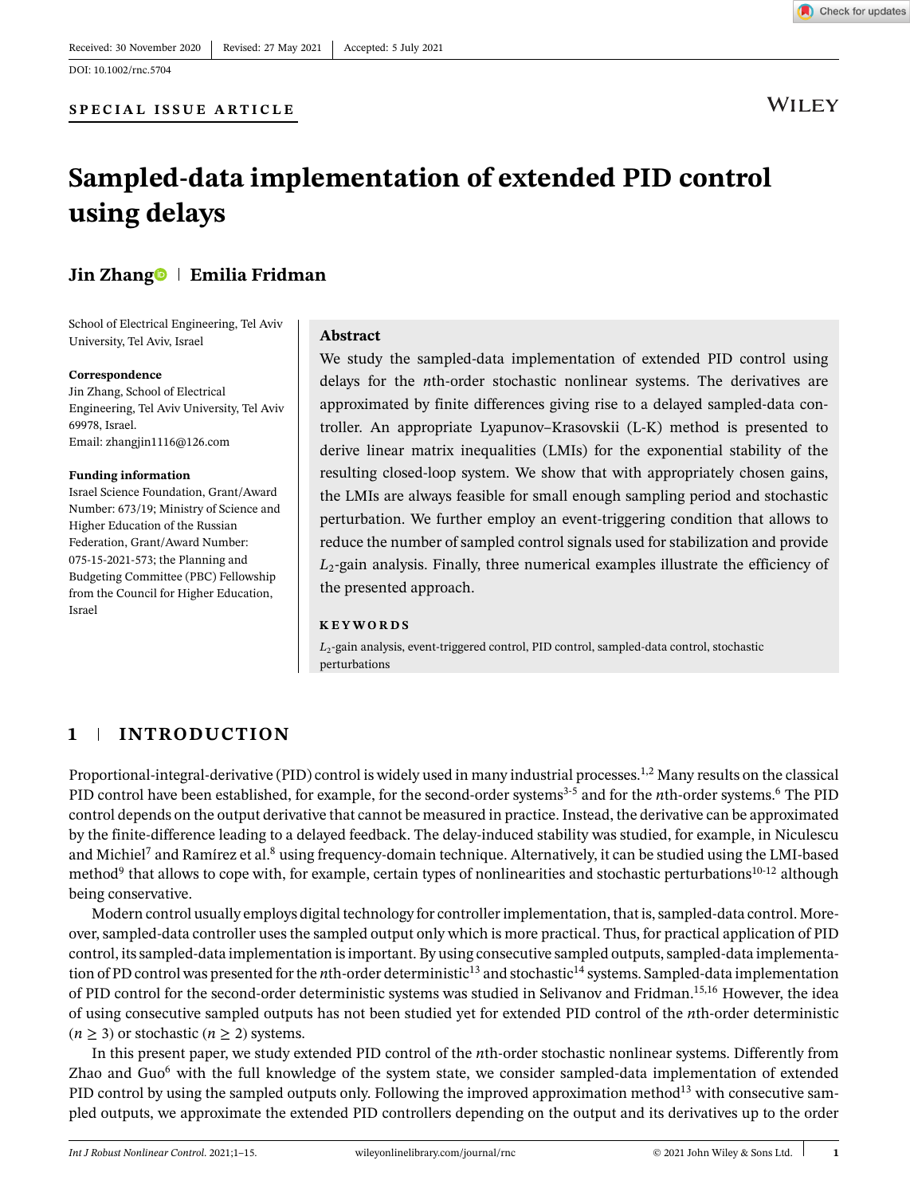Received: 30 November 2020 | Revised: 27 May 2021 | Accepted: 5 July 2021

DOI: 10.1002/rnc.5704

**SPECIAL ISSUE ARTICLE**

# Sampled-data implementation of extended PID control using delays

**Jin Zhang** | **Emilia Fridman**

School of Electrical Engineering, Tel Aviv University, Tel Aviv, Israel

**Correspondence**
Jin Zhang, School of Electrical Engineering, Tel Aviv University, Tel Aviv 69978, Israel.
Email: zhangjin1116@126.com

**Funding information**
Israel Science Foundation, Grant/Award Number: 673/19; Ministry of Science and Higher Education of the Russian Federation, Grant/Award Number: 075-15-2021-573; the Planning and Budgeting Committee (PBC) Fellowship from the Council for Higher Education, Israel

## Abstract

We study the sampled-data implementation of extended PID control using delays for the $n$th-order stochastic nonlinear systems. The derivatives are approximated by finite differences giving rise to a delayed sampled-data controller. An appropriate Lyapunov–Krasovskii (L-K) method is presented to derive linear matrix inequalities (LMIs) for the exponential stability of the resulting closed-loop system. We show that with appropriately chosen gains, the LMIs are always feasible for small enough sampling period and stochastic perturbation. We further employ an event-triggering condition that allows to reduce the number of sampled control signals used for stabilization and provide $L_2$-gain analysis. Finally, three numerical examples illustrate the efficiency of the presented approach.

**KEYWORDS**

$L_2$-gain analysis, event-triggered control, PID control, sampled-data control, stochastic perturbations

## 1 | INTRODUCTION

Proportional-integral-derivative (PID) control is widely used in many industrial processes.[1,2] Many results on the classical PID control have been established, for example, for the second-order systems[3-5] and for the $n$th-order systems.[6] The PID control depends on the output derivative that cannot be measured in practice. Instead, the derivative can be approximated by the finite-difference leading to a delayed feedback. The delay-induced stability was studied, for example, in Niculescu and Michiel[7] and Ramírez et al.[8] using frequency-domain technique. Alternatively, it can be studied using the LMI-based method[9] that allows to cope with, for example, certain types of nonlinearities and stochastic perturbations[10-12] although being conservative.

Modern control usually employs digital technology for controller implementation, that is, sampled-data control. Moreover, sampled-data controller uses the sampled output only which is more practical. Thus, for practical application of PID control, its sampled-data implementation is important. By using consecutive sampled outputs, sampled-data implementation of PD control was presented for the $n$th-order deterministic[13] and stochastic[14] systems. Sampled-data implementation of PID control for the second-order deterministic systems was studied in Selivanov and Fridman.[15,16] However, the idea of using consecutive sampled outputs has not been studied yet for extended PID control of the $n$th-order deterministic ($n \geq 3$) or stochastic ($n \geq 2$) systems.

In this present paper, we study extended PID control of the $n$th-order stochastic nonlinear systems. Differently from Zhao and Guo[6] with the full knowledge of the system state, we consider sampled-data implementation of extended PID control by using the sampled outputs only. Following the improved approximation method[13] with consecutive sampled outputs, we approximate the extended PID controllers depending on the output and its derivatives up to the order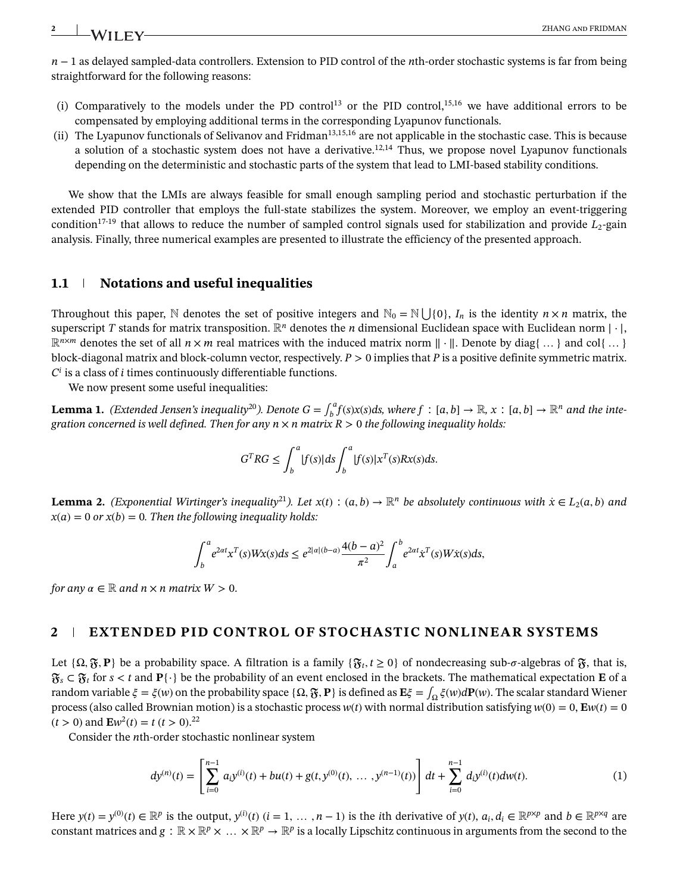$n-1$ as delayed sampled-data controllers. Extension to PID control of the $n$th-order stochastic systems is far from being straightforward for the following reasons:

- (i) Comparatively to the models under the PD control[13] or the PID control,[15,16] we have additional errors to be compensated by employing additional terms in the corresponding Lyapunov functionals.
- (ii) The Lyapunov functionals of Selivanov and Fridman[13,15,16] are not applicable in the stochastic case. This is because a solution of a stochastic system does not have a derivative.[12,14] Thus, we propose novel Lyapunov functionals depending on the deterministic and stochastic parts of the system that lead to LMI-based stability conditions.

We show that the LMIs are always feasible for small enough sampling period and stochastic perturbation if the extended PID controller that employs the full-state stabilizes the system. Moreover, we employ an event-triggering condition[17-19] that allows to reduce the number of sampled control signals used for stabilization and provide $L_2$-gain analysis. Finally, three numerical examples are presented to illustrate the efficiency of the presented approach.

### 1.1 Notations and useful inequalities

Throughout this paper, $\mathbb{N}$ denotes the set of positive integers and $\mathbb{N}_0 = \mathbb{N} \bigcup \{0\}$, $I_n$ is the identity $n \times n$ matrix, the superscript $T$ stands for matrix transposition. $\mathbb{R}^n$ denotes the $n$ dimensional Euclidean space with Euclidean norm $|\cdot|$, $\mathbb{R}^{n\times m}$ denotes the set of all $n \times m$ real matrices with the induced matrix norm $\|\cdot\|$. Denote by diag$\{\dots\}$ and col$\{\dots\}$ block-diagonal matrix and block-column vector, respectively. $P > 0$ implies that $P$ is a positive definite symmetric matrix. $C^i$ is a class of $i$ times continuously differentiable functions.

We now present some useful inequalities:

**Lemma 1.** *(Extended Jensen's inequality[20]). Denote $G = \int_b^a f(s)x(s)ds$, where $f : [a, b] \to \mathbb{R}$, $x : [a, b] \to \mathbb{R}^n$ and the integration concerned is well defined. Then for any $n \times n$ matrix $R > 0$ the following inequality holds:*

$$G^T R G \leq \int_b^a |f(s)| ds \int_b^a |f(s)| x^T(s) R x(s) ds.$$

**Lemma 2.** *(Exponential Wirtinger's inequality[21]). Let $x(t) : (a, b) \to \mathbb{R}^n$ be absolutely continuous with $\dot{x} \in L_2(a, b)$ and $x(a) = 0$ or $x(b) = 0$. Then the following inequality holds:*

$$\int_b^a e^{2\alpha t} x^T(s) W x(s) ds \leq e^{2|\alpha|(b-a)} \frac{4(b-a)^2}{\pi^2} \int_a^b e^{2\alpha t} \dot{x}^T(s) W \dot{x}(s) ds,$$

*for any $\alpha \in \mathbb{R}$ and $n \times n$ matrix $W > 0$.*

## 2 EXTENDED PID CONTROL OF STOCHASTIC NONLINEAR SYSTEMS

Let $\{\Omega, \mathfrak{F}, \mathbf{P}\}$ be a probability space. A filtration is a family $\{\mathfrak{F}_t, t \geq 0\}$ of nondecreasing sub-$\sigma$-algebras of $\mathfrak{F}$, that is, $\mathfrak{F}_s \subset \mathfrak{F}_t$ for $s < t$ and $\mathbf{P}\{\cdot\}$ be the probability of an event enclosed in the brackets. The mathematical expectation $\mathbf{E}$ of a random variable $\xi = \xi(w)$ on the probability space $\{\Omega, \mathfrak{F}, \mathbf{P}\}$ is defined as $\mathbf{E}\xi = \int_\Omega \xi(w) d\mathbf{P}(w)$. The scalar standard Wiener process (also called Brownian motion) is a stochastic process $w(t)$ with normal distribution satisfying $w(0) = 0$, $\mathbf{E}w(t) = 0$ $(t > 0)$ and $\mathbf{E}w^2(t) = t$ $(t > 0)$.[22]

Consider the $n$th-order stochastic nonlinear system

$$dy^{(n)}(t) = \left[ \sum_{i=0}^{n-1} a_i y^{(i)}(t) + bu(t) + g(t, y^{(0)}(t), \dots, y^{(n-1)}(t)) \right] dt + \sum_{i=0}^{n-1} d_i y^{(i)}(t) dw(t). \tag{1}$$

Here $y(t) = y^{(0)}(t) \in \mathbb{R}^p$ is the output, $y^{(i)}(t)$ $(i = 1, \dots, n-1)$ is the $i$th derivative of $y(t)$, $a_i, d_i \in \mathbb{R}^{p\times p}$ and $b \in \mathbb{R}^{p\times q}$ are constant matrices and $g : \mathbb{R} \times \mathbb{R}^p \times \dots \times \mathbb{R}^p \to \mathbb{R}^p$ is a locally Lipschitz continuous in arguments from the second to the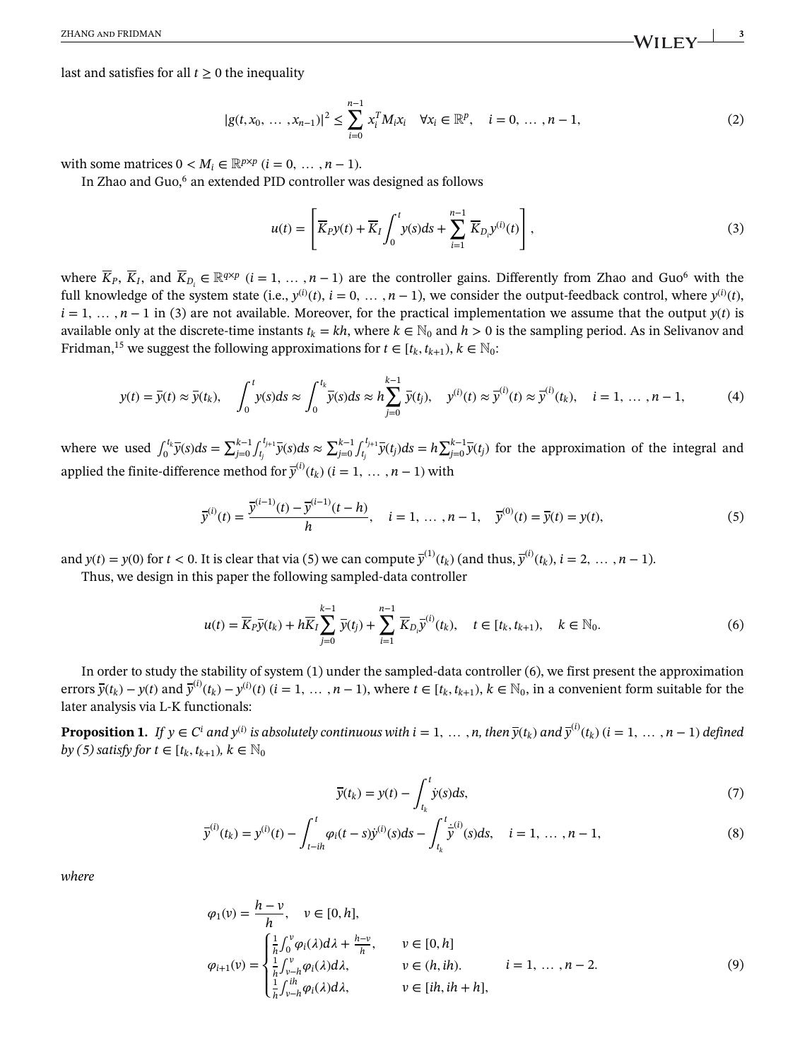last and satisfies for all $t \geq 0$ the inequality

$$
|g(t, x_0, \dots, x_{n-1})|^2 \leq \sum_{i=0}^{n-1} x_i^T M_i x_i \quad \forall x_i \in \mathbb{R}^p, \quad i = 0, \dots, n-1, \tag{2}
$$

with some matrices $0 < M_i \in \mathbb{R}^{p \times p}$ $(i = 0, \dots, n-1)$.

In Zhao and Guo,[6] an extended PID controller was designed as follows

$$
u(t) = \left[ \overline{K}_P y(t) + \overline{K}_I \int_0^t y(s) ds + \sum_{i=1}^{n-1} \overline{K}_{D_i} y^{(i)}(t) \right], \tag{3}
$$

where $\overline{K}_P$, $\overline{K}_I$, and $\overline{K}_{D_i} \in \mathbb{R}^{q \times p}$ $(i = 1, \dots, n-1)$ are the controller gains. Differently from Zhao and Guo[6] with the full knowledge of the system state (i.e., $y^{(i)}(t)$, $i = 0, \dots, n-1$), we consider the output-feedback control, where $y^{(i)}(t)$, $i = 1, \dots, n-1$ in (3) are not available. Moreover, for the practical implementation we assume that the output $y(t)$ is available only at the discrete-time instants $t_k = kh$, where $k \in \mathbb{N}_0$ and $h > 0$ is the sampling period. As in Selivanov and Fridman,[15] we suggest the following approximations for $t \in [t_k, t_{k+1})$, $k \in \mathbb{N}_0$:

$$
y(t) = \overline{y}(t) \approx \overline{y}(t_k), \quad \int_0^t y(s) ds \approx \int_0^{t_k} \overline{y}(s) ds \approx h \sum_{j=0}^{k-1} \overline{y}(t_j), \quad y^{(i)}(t) \approx \overline{y}^{(i)}(t) \approx \overline{y}^{(i)}(t_k), \quad i = 1, \dots, n-1, \tag{4}
$$

where we used $\int_0^{t_k} \overline{y}(s) ds = \sum_{j=0}^{k-1} \int_{t_j}^{t_{j+1}} \overline{y}(s) ds \approx \sum_{j=0}^{k-1} \int_{t_j}^{t_{j+1}} \overline{y}(t_j) ds = h \sum_{j=0}^{k-1} \overline{y}(t_j)$ for the approximation of the integral and applied the finite-difference method for $\overline{y}^{(i)}(t_k)$ $(i = 1, \dots, n-1)$ with

$$
\overline{y}^{(i)}(t) = \frac{\overline{y}^{(i-1)}(t) - \overline{y}^{(i-1)}(t-h)}{h}, \quad i = 1, \dots, n-1, \quad \overline{y}^{(0)}(t) = \overline{y}(t) = y(t), \tag{5}
$$

and $y(t) = y(0)$ for $t < 0$. It is clear that via (5) we can compute $\overline{y}^{(1)}(t_k)$ (and thus, $\overline{y}^{(i)}(t_k)$, $i = 2, \dots, n-1$).

Thus, we design in this paper the following sampled-data controller

$$
u(t) = \overline{K}_P \overline{y}(t_k) + h \overline{K}_I \sum_{j=0}^{k-1} \overline{y}(t_j) + \sum_{i=1}^{n-1} \overline{K}_{D_i} \overline{y}^{(i)}(t_k), \quad t \in [t_k, t_{k+1}), \quad k \in \mathbb{N}_0. \tag{6}
$$

In order to study the stability of system (1) under the sampled-data controller (6), we first present the approximation errors $\overline{y}(t_k) - y(t)$ and $\overline{y}^{(i)}(t_k) - y^{(i)}(t)$ $(i = 1, \dots, n-1)$, where $t \in [t_k, t_{k+1})$, $k \in \mathbb{N}_0$, in a convenient form suitable for the later analysis via L-K functionals:

**Proposition 1.** *If $y \in C^i$ and $y^{(i)}$ is absolutely continuous with $i = 1, \dots, n$, then $\overline{y}(t_k)$ and $\overline{y}^{(i)}(t_k)$ $(i = 1, \dots, n-1)$ defined by (5) satisfy for $t \in [t_k, t_{k+1})$, $k \in \mathbb{N}_0$*

$$
\overline{y}(t_k) = y(t) - \int_{t_k}^t \dot{y}(s) ds, \tag{7}
$$

$$
\overline{y}^{(i)}(t_k) = y^{(i)}(t) - \int_{t-ih}^t \varphi_i(t-s) \dot{y}^{(i)}(s) ds - \int_{t_k}^t \dot{\overline{y}}^{(i)}(s) ds, \quad i = 1, \dots, n-1, \tag{8}
$$

*where*

$$
\varphi_1(v) = \frac{h-v}{h}, \quad v \in [0, h],
$$

$$
\varphi_{i+1}(v) = \begin{cases} \frac{1}{h} \int_0^v \varphi_i(\lambda) d\lambda + \frac{h-v}{h}, & v \in [0, h] \\ \frac{1}{h} \int_{v-h}^v \varphi_i(\lambda) d\lambda, & v \in (h, ih). \\ \frac{1}{h} \int_{v-h}^{ih} \varphi_i(\lambda) d\lambda, & v \in [ih, ih+h], \end{cases} \quad i = 1, \dots, n-2. \tag{9}
$$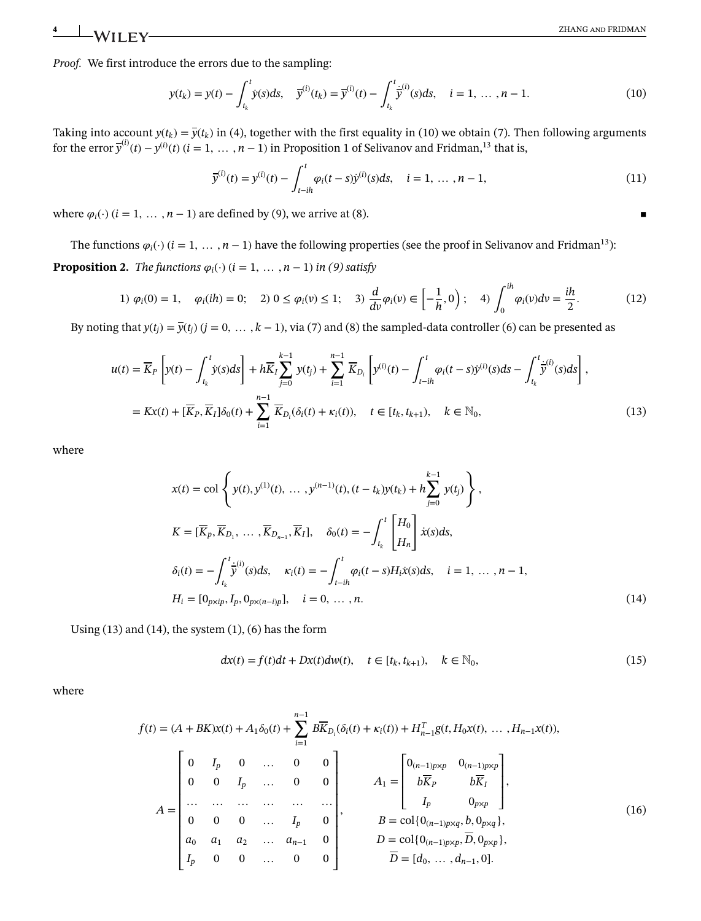*Proof.* We first introduce the errors due to the sampling:

$$y(t_k) = y(t) - \int_{t_k}^{t} \dot{y}(s)ds, \quad \overline{y}^{(i)}(t_k) = \overline{y}^{(i)}(t) - \int_{t_k}^{t} \dot{\overline{y}}^{(i)}(s)ds, \quad i = 1, \dots, n-1. \tag{10}$$

Taking into account $y(t_k) = \overline{y}(t_k)$ in (4), together with the first equality in (10) we obtain (7). Then following arguments for the error $\overline{y}^{(i)}(t) - y^{(i)}(t)$ $(i = 1, \dots, n-1)$ in Proposition 1 of Selivanov and Fridman,[13] that is,

$$\overline{y}^{(i)}(t) = y^{(i)}(t) - \int_{t-ih}^{t} \varphi_i(t-s)\dot{y}^{(i)}(s)ds, \quad i = 1, \dots, n-1, \tag{11}$$

where $\varphi_i(\cdot)$ $(i = 1, \dots, n-1)$ are defined by (9), we arrive at (8). ∎

The functions $\varphi_i(\cdot)$ $(i = 1, \dots, n-1)$ have the following properties (see the proof in Selivanov and Fridman[13]):

**Proposition 2.** *The functions $\varphi_i(\cdot)$ $(i = 1, \dots, n-1)$ in (9) satisfy*

$$1)\ \varphi_i(0) = 1, \quad \varphi_i(ih) = 0; \quad 2)\ 0 \le \varphi_i(v) \le 1; \quad 3)\ \frac{d}{dv}\varphi_i(v) \in \left[-\frac{1}{h}, 0\right); \quad 4)\ \int_0^{ih} \varphi_i(v)dv = \frac{ih}{2}. \tag{12}$$

By noting that $y(t_j) = \overline{y}(t_j)$ $(j = 0, \dots, k-1)$, via (7) and (8) the sampled-data controller (6) can be presented as

$$\begin{aligned} u(t) &= \overline{K}_P\left[y(t) - \int_{t_k}^{t} \dot{y}(s)ds\right] + h\overline{K}_I \sum_{j=0}^{k-1} y(t_j) + \sum_{i=1}^{n-1} \overline{K}_{D_i}\left[y^{(i)}(t) - \int_{t-ih}^{t} \varphi_i(t-s)\dot{y}^{(i)}(s)ds - \int_{t_k}^{t} \dot{\overline{y}}^{(i)}(s)ds\right], \\ &= Kx(t) + [\overline{K}_P, \overline{K}_I]\delta_0(t) + \sum_{i=1}^{n-1} \overline{K}_{D_i}(\delta_i(t) + \kappa_i(t)), \quad t \in [t_k, t_{k+1}), \quad k \in \mathbb{N}_0, \end{aligned} \tag{13}$$

where

$$\begin{aligned} x(t) &= \mathrm{col}\left\{ y(t), y^{(1)}(t), \dots, y^{(n-1)}(t), (t-t_k)y(t_k) + h\sum_{j=0}^{k-1} y(t_j) \right\}, \\ K &= [\overline{K}_p, \overline{K}_{D_1}, \dots, \overline{K}_{D_{n-1}}, \overline{K}_I], \quad \delta_0(t) = -\int_{t_k}^{t} \begin{bmatrix} H_0 \\ H_n \end{bmatrix} \dot{x}(s)ds, \\ \delta_i(t) &= -\int_{t_k}^{t} \dot{\overline{y}}^{(i)}(s)ds, \quad \kappa_i(t) = -\int_{t-ih}^{t} \varphi_i(t-s)H_i\dot{x}(s)ds, \quad i = 1, \dots, n-1, \\ H_i &= [0_{p\times ip}, I_p, 0_{p\times(n-i)p}], \quad i = 0, \dots, n. \end{aligned} \tag{14}$$

Using (13) and (14), the system (1), (6) has the form

$$dx(t) = f(t)dt + Dx(t)dw(t), \quad t \in [t_k, t_{k+1}), \quad k \in \mathbb{N}_0, \tag{15}$$

where

$$\begin{aligned} f(t) &= (A + BK)x(t) + A_1\delta_0(t) + \sum_{i=1}^{n-1} B\overline{K}_{D_i}(\delta_i(t) + \kappa_i(t)) + H_{n-1}^T g(t, H_0x(t), \dots, H_{n-1}x(t)), \\ A &= \begin{bmatrix} 0 & I_p & 0 & \dots & 0 & 0 \\ 0 & 0 & I_p & \dots & 0 & 0 \\ \dots & \dots & \dots & \dots & \dots & \dots \\ 0 & 0 & 0 & \dots & I_p & 0 \\ a_0 & a_1 & a_2 & \dots & a_{n-1} & 0 \\ I_p & 0 & 0 & \dots & 0 & 0 \end{bmatrix}, \quad \begin{aligned} A_1 &= \begin{bmatrix} 0_{(n-1)p\times p} & 0_{(n-1)p\times p} \\ b\overline{K}_P & b\overline{K}_I \\ I_p & 0_{p\times p} \end{bmatrix}, \\ B &= \mathrm{col}\{0_{(n-1)p\times q}, b, 0_{p\times q}\}, \\ D &= \mathrm{col}\{0_{(n-1)p\times p}, \overline{D}, 0_{p\times p}\}, \\ \overline{D} &= [d_0, \dots, d_{n-1}, 0]. \end{aligned} \end{aligned} \tag{16}$$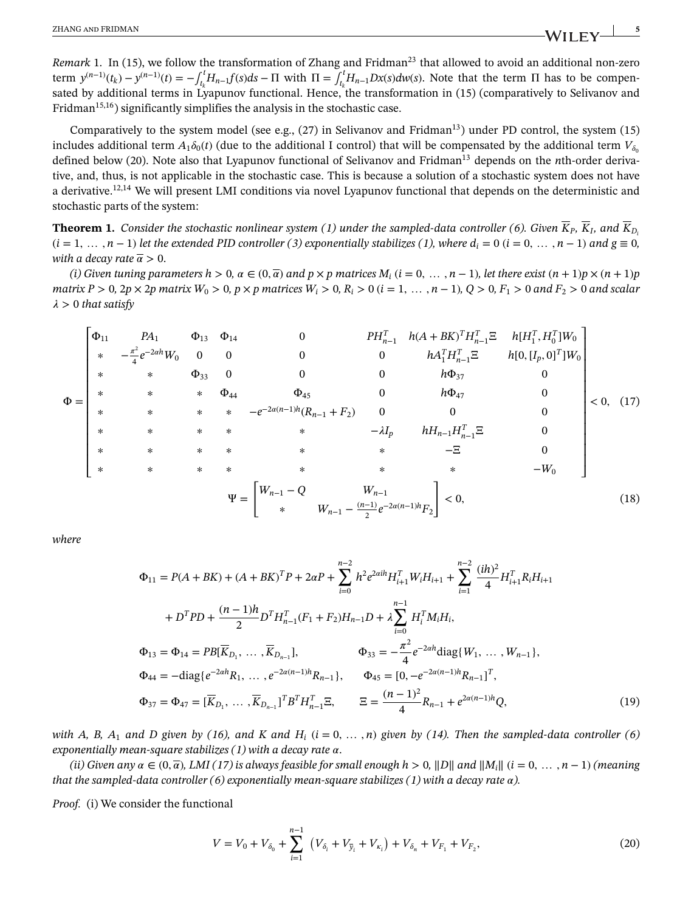*Remark* 1. In (15), we follow the transformation of Zhang and Fridman[23] that allowed to avoid an additional non-zero term $y^{(n-1)}(t_k) - y^{(n-1)}(t) = -\int_{t_k}^{t} H_{n-1} f(s) ds - \Pi$ with $\Pi = \int_{t_k}^{t} H_{n-1} Dx(s) dw(s)$. Note that the term $\Pi$ has to be compensated by additional terms in Lyapunov functional. Hence, the transformation in (15) (comparatively to Selivanov and Fridman[15,16]) significantly simplifies the analysis in the stochastic case.

Comparatively to the system model (see e.g., (27) in Selivanov and Fridman[13]) under PD control, the system (15) includes additional term $A_1 \delta_0(t)$ (due to the additional I control) that will be compensated by the additional term $V_{\delta_0}$ defined below (20). Note also that Lyapunov functional of Selivanov and Fridman[13] depends on the $n$th-order derivative, and, thus, is not applicable in the stochastic case. This is because a solution of a stochastic system does not have a derivative.[12,14] We will present LMI conditions via novel Lyapunov functional that depends on the deterministic and stochastic parts of the system:

**Theorem 1.** *Consider the stochastic nonlinear system (1) under the sampled-data controller (6). Given $\overline{K}_P$, $\overline{K}_I$, and $\overline{K}_{D_i}$ $(i = 1, \dots, n-1)$ let the extended PID controller (3) exponentially stabilizes (1), where $d_i = 0$ $(i = 0, \dots, n-1)$ and $g \equiv 0$, with a decay rate $\overline{\alpha} > 0$.*

*(i) Given tuning parameters $h > 0$, $\alpha \in (0, \overline{\alpha})$ and $p \times p$ matrices $M_i$ $(i = 0, \dots, n-1)$, let there exist $(n+1)p \times (n+1)p$ matrix $P > 0$, $2p \times 2p$ matrix $W_0 > 0$, $p \times p$ matrices $W_i > 0$, $R_i > 0$ $(i = 1, \dots, n-1)$, $Q > 0$, $F_1 > 0$ and $F_2 > 0$ and scalar $\lambda > 0$ that satisfy*

$$
\Phi = \begin{bmatrix}
\Phi_{11} & PA_1 & \Phi_{13} & \Phi_{14} & 0 & PH_{n-1}^T & h(A+BK)^T H_{n-1}^T \Xi & h[H_1^T, H_0^T] W_0 \\
* & -\frac{\pi^2}{4} e^{-2\alpha h} W_0 & 0 & 0 & 0 & 0 & hA_1^T H_{n-1}^T \Xi & h[0, [I_p, 0]^T] W_0 \\
* & * & \Phi_{33} & 0 & 0 & 0 & h\Phi_{37} & 0 \\
* & * & * & \Phi_{44} & \Phi_{45} & 0 & h\Phi_{47} & 0 \\
* & * & * & * & -e^{-2\alpha(n-1)h}(R_{n-1} + F_2) & 0 & 0 & 0 \\
* & * & * & * & * & -\lambda I_p & hH_{n-1} H_{n-1}^T \Xi & 0 \\
* & * & * & * & * & * & -\Xi & 0 \\
* & * & * & * & * & * & * & -W_0
\end{bmatrix} < 0, \quad (17)
$$

$$
\Psi = \begin{bmatrix} W_{n-1} - Q & W_{n-1} \\ * & W_{n-1} - \frac{(n-1)}{2} e^{-2\alpha(n-1)h} F_2 \end{bmatrix} < 0, \quad (18)
$$

*where*

$$
\begin{aligned}
\Phi_{11} &= P(A+BK) + (A+BK)^T P + 2\alpha P + \sum_{i=0}^{n-2} h^2 e^{2\alpha i h} H_{i+1}^T W_i H_{i+1} + \sum_{i=1}^{n-2} \frac{(ih)^2}{4} H_{i+1}^T R_i H_{i+1} \\
&\quad + D^T P D + \frac{(n-1)h}{2} D^T H_{n-1}^T (F_1 + F_2) H_{n-1} D + \lambda \sum_{i=0}^{n-1} H_i^T M_i H_i, \\
\Phi_{13} &= \Phi_{14} = PB[\overline{K}_{D_1}, \dots, \overline{K}_{D_{n-1}}], \qquad \Phi_{33} = -\frac{\pi^2}{4} e^{-2\alpha h} \text{diag}\{W_1, \dots, W_{n-1}\}, \\
\Phi_{44} &= -\text{diag}\{e^{-2\alpha h} R_1, \dots, e^{-2\alpha(n-1)h} R_{n-1}\}, \qquad \Phi_{45} = [0, -e^{-2\alpha(n-1)h} R_{n-1}]^T, \\
\Phi_{37} &= \Phi_{47} = [\overline{K}_{D_1}, \dots, \overline{K}_{D_{n-1}}]^T B^T H_{n-1}^T \Xi, \qquad \Xi = \frac{(n-1)^2}{4} R_{n-1} + e^{2\alpha(n-1)h} Q,
\end{aligned} \quad (19)
$$

*with $A$, $B$, $A_1$ and $D$ given by (16), and $K$ and $H_i$ $(i = 0, \dots, n)$ given by (14). Then the sampled-data controller (6) exponentially mean-square stabilizes (1) with a decay rate $\alpha$.*

*(ii) Given any $\alpha \in (0, \overline{\alpha})$, LMI (17) is always feasible for small enough $h > 0$, $\|D\|$ and $\|M_i\|$ $(i = 0, \dots, n-1)$ (meaning that the sampled-data controller (6) exponentially mean-square stabilizes (1) with a decay rate $\alpha$).*

*Proof.* (i) We consider the functional

$$
V = V_0 + V_{\delta_0} + \sum_{i=1}^{n-1} \left( V_{\delta_i} + V_{\overline{y}_i} + V_{\kappa_i} \right) + V_{\delta_n} + V_{F_1} + V_{F_2}, \quad (20)
$$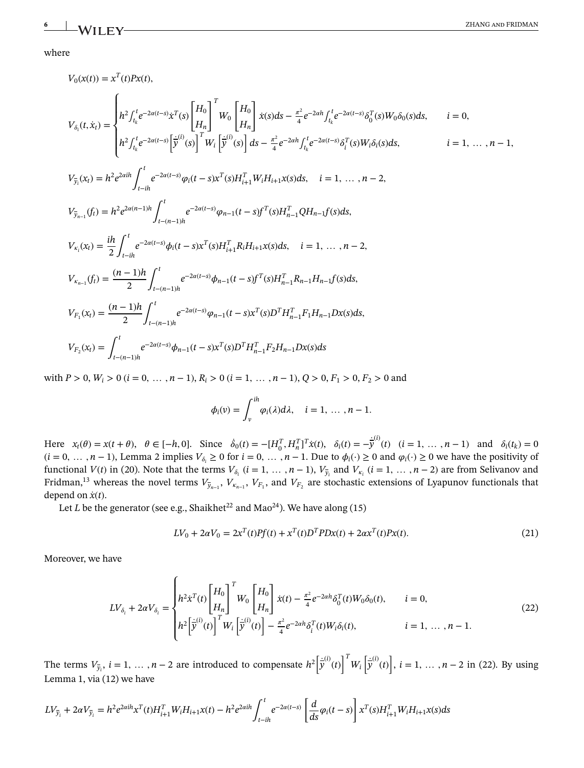where

$$V_0(x(t)) = x^T(t)Px(t),$$

$$V_{\delta_i}(t,\dot{x}_t) = \begin{cases} h^2\int_{t_k}^{t} e^{-2\alpha(t-s)}\dot{x}^T(s)\begin{bmatrix} H_0 \\ H_n \end{bmatrix}^T W_0 \begin{bmatrix} H_0 \\ H_n \end{bmatrix}\dot{x}(s)ds - \frac{\pi^2}{4}e^{-2\alpha h}\int_{t_k}^{t} e^{-2\alpha(t-s)}\delta_0^T(s)W_0\delta_0(s)ds, & i=0, \\ h^2\int_{t_k}^{t} e^{-2\alpha(t-s)}\left[\dot{\bar{y}}^{(i)}(s)\right]^T W_i\left[\dot{\bar{y}}^{(i)}(s)\right]ds - \frac{\pi^2}{4}e^{-2\alpha h}\int_{t_k}^{t} e^{-2\alpha(t-s)}\delta_i^T(s)W_i\delta_i(s)ds, & i=1,\ldots,n-1, \end{cases}$$

$$V_{\bar{y}_i}(x_t) = h^2e^{2\alpha ih}\int_{t-ih}^{t} e^{-2\alpha(t-s)}\varphi_i(t-s)x^T(s)H_{i+1}^TW_iH_{i+1}x(s)ds, \quad i=1,\ldots,n-2,$$

$$V_{\bar{y}_{n-1}}(f_t) = h^2e^{2\alpha(n-1)h}\int_{t-(n-1)h}^{t} e^{-2\alpha(t-s)}\varphi_{n-1}(t-s)f^T(s)H_{n-1}^TQH_{n-1}f(s)ds,$$

$$V_{\kappa_i}(x_t) = \frac{ih}{2}\int_{t-ih}^{t} e^{-2\alpha(t-s)}\phi_i(t-s)x^T(s)H_{i+1}^TR_iH_{i+1}x(s)ds, \quad i=1,\ldots,n-2,$$

$$V_{\kappa_{n-1}}(f_t) = \frac{(n-1)h}{2}\int_{t-(n-1)h}^{t} e^{-2\alpha(t-s)}\phi_{n-1}(t-s)f^T(s)H_{n-1}^TR_{n-1}H_{n-1}f(s)ds,$$

$$V_{F_1}(x_t) = \frac{(n-1)h}{2}\int_{t-(n-1)h}^{t} e^{-2\alpha(t-s)}\varphi_{n-1}(t-s)x^T(s)D^TH_{n-1}^TF_1H_{n-1}Dx(s)ds,$$

$$V_{F_2}(x_t) = \int_{t-(n-1)h}^{t} e^{-2\alpha(t-s)}\phi_{n-1}(t-s)x^T(s)D^TH_{n-1}^TF_2H_{n-1}Dx(s)ds$$

with $P>0$, $W_i>0$ $(i=0,\ldots,n-1)$, $R_i>0$ $(i=1,\ldots,n-1)$, $Q>0$, $F_1>0$, $F_2>0$ and

$$\phi_i(v) = \int_v^{ih}\varphi_i(\lambda)d\lambda, \quad i=1,\ldots,n-1.$$

Here $x_t(\theta)=x(t+\theta)$, $\theta\in[-h,0]$. Since $\dot{\delta}_0(t) = -[H_0^T, H_n^T]^T\dot{x}(t)$, $\delta_i(t) = -\dot{\bar{y}}^{(i)}(t)$ $(i=1,\ldots,n-1)$ and $\delta_i(t_k)=0$ $(i=0,\ldots,n-1)$, Lemma 2 implies $V_{\delta_i}\geq 0$ for $i=0,\ldots,n-1$. Due to $\phi_i(\cdot)\geq 0$ and $\varphi_i(\cdot)\geq 0$ we have the positivity of functional $V(t)$ in (20). Note that the terms $V_{\delta_i}$ $(i=1,\ldots,n-1)$, $V_{\bar{y}_i}$ and $V_{\kappa_i}$ $(i=1,\ldots,n-2)$ are from Selivanov and Fridman,[13] whereas the novel terms $V_{\bar{y}_{n-1}}$, $V_{\kappa_{n-1}}$, $V_{F_1}$, and $V_{F_2}$ are stochastic extensions of Lyapunov functionals that depend on $\dot{x}(t)$.

Let $L$ be the generator (see e.g., Shaikhet[22] and Mao[24]). We have along (15)

$$LV_0 + 2\alpha V_0 = 2x^T(t)Pf(t) + x^T(t)D^TPDx(t) + 2\alpha x^T(t)Px(t). \tag{21}$$

Moreover, we have

$$LV_{\delta_i} + 2\alpha V_{\delta_i} = \begin{cases} h^2\dot{x}^T(t)\begin{bmatrix} H_0 \\ H_n \end{bmatrix}^T W_0 \begin{bmatrix} H_0 \\ H_n \end{bmatrix}\dot{x}(t) - \frac{\pi^2}{4}e^{-2\alpha h}\delta_0^T(t)W_0\delta_0(t), & i=0, \\ h^2\left[\dot{\bar{y}}^{(i)}(t)\right]^T W_i\left[\dot{\bar{y}}^{(i)}(t)\right] - \frac{\pi^2}{4}e^{-2\alpha h}\delta_i^T(t)W_i\delta_i(t), & i=1,\ldots,n-1. \end{cases} \tag{22}$$

The terms $V_{\bar{y}_i}$, $i=1,\ldots,n-2$ are introduced to compensate $h^2\left[\dot{\bar{y}}^{(i)}(t)\right]^T W_i\left[\dot{\bar{y}}^{(i)}(t)\right]$, $i=1,\ldots,n-2$ in (22). By using Lemma 1, via (12) we have

$$LV_{\bar{y}_i} + 2\alpha V_{\bar{y}_i} = h^2e^{2\alpha ih}x^T(t)H_{i+1}^TW_iH_{i+1}x(t) - h^2e^{2\alpha ih}\int_{t-ih}^{t} e^{-2\alpha(t-s)}\left[\frac{d}{ds}\varphi_i(t-s)\right]x^T(s)H_{i+1}^TW_iH_{i+1}x(s)ds$$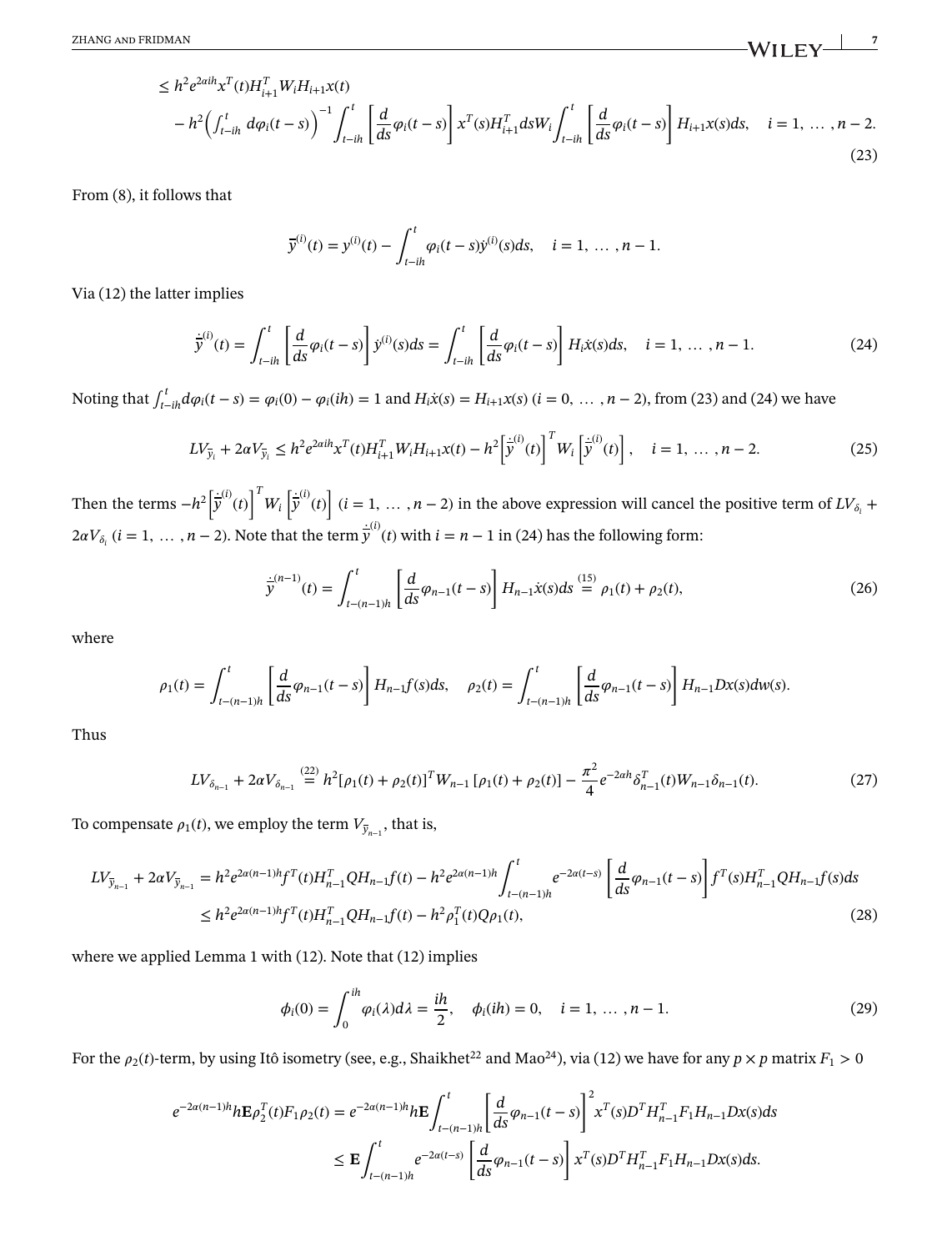$$
\leq h^2 e^{2\alpha ih} x^T(t) H_{i+1}^T W_i H_{i+1} x(t)
$$

$$
- h^2 \left( \int_{t-ih}^{t} d\varphi_i(t-s) \right)^{-1} \int_{t-ih}^{t} \left[ \frac{d}{ds} \varphi_i(t-s) \right] x^T(s) H_{i+1}^T ds W_i \int_{t-ih}^{t} \left[ \frac{d}{ds} \varphi_i(t-s) \right] H_{i+1} x(s) ds, \quad i = 1, \ldots, n-2. \tag{23}
$$

From (8), it follows that

$$
\bar{y}^{(i)}(t) = y^{(i)}(t) - \int_{t-ih}^{t} \varphi_i(t-s) \dot{y}^{(i)}(s) ds, \quad i = 1, \ldots, n-1.
$$

Via (12) the latter implies

$$
\dot{\bar{y}}^{(i)}(t) = \int_{t-ih}^{t} \left[ \frac{d}{ds} \varphi_i(t-s) \right] \dot{y}^{(i)}(s) ds = \int_{t-ih}^{t} \left[ \frac{d}{ds} \varphi_i(t-s) \right] H_i \dot{x}(s) ds, \quad i = 1, \ldots, n-1. \tag{24}
$$

Noting that $\int_{t-ih}^{t} d\varphi_i(t-s) = \varphi_i(0) - \varphi_i(ih) = 1$ and $H_i \dot{x}(s) = H_{i+1} x(s)$ $(i = 0, \ldots, n-2)$, from (23) and (24) we have

$$
LV_{\bar{y}_i} + 2\alpha V_{\bar{y}_i} \leq h^2 e^{2\alpha ih} x^T(t) H_{i+1}^T W_i H_{i+1} x(t) - h^2 \left[ \dot{\bar{y}}^{(i)}(t) \right]^T W_i \left[ \dot{\bar{y}}^{(i)}(t) \right], \quad i = 1, \ldots, n-2. \tag{25}
$$

Then the terms $-h^2 \left[ \dot{\bar{y}}^{(i)}(t) \right]^T W_i \left[ \dot{\bar{y}}^{(i)}(t) \right]$ $(i = 1, \ldots, n-2)$ in the above expression will cancel the positive term of $LV_{\delta_i} + 2\alpha V_{\delta_i}$ $(i = 1, \ldots, n-2)$. Note that the term $\dot{\bar{y}}^{(i)}(t)$ with $i = n-1$ in (24) has the following form:

$$
\dot{\bar{y}}^{(n-1)}(t) = \int_{t-(n-1)h}^{t} \left[ \frac{d}{ds} \varphi_{n-1}(t-s) \right] H_{n-1} \dot{x}(s) ds \overset{(15)}{=} \rho_1(t) + \rho_2(t), \tag{26}
$$

where

$$
\rho_1(t) = \int_{t-(n-1)h}^{t} \left[ \frac{d}{ds} \varphi_{n-1}(t-s) \right] H_{n-1} f(s) ds, \quad \rho_2(t) = \int_{t-(n-1)h}^{t} \left[ \frac{d}{ds} \varphi_{n-1}(t-s) \right] H_{n-1} D x(s) dw(s).
$$

Thus

$$
LV_{\delta_{n-1}} + 2\alpha V_{\delta_{n-1}} \overset{(22)}{=} h^2 [\rho_1(t) + \rho_2(t)]^T W_{n-1} [\rho_1(t) + \rho_2(t)] - \frac{\pi^2}{4} e^{-2\alpha h} \delta_{n-1}^T(t) W_{n-1} \delta_{n-1}(t). \tag{27}
$$

To compensate $\rho_1(t)$, we employ the term $V_{\bar{y}_{n-1}}$, that is,

$$
LV_{\bar{y}_{n-1}} + 2\alpha V_{\bar{y}_{n-1}} = h^2 e^{2\alpha(n-1)h} f^T(t) H_{n-1}^T Q H_{n-1} f(t) - h^2 e^{2\alpha(n-1)h} \int_{t-(n-1)h}^{t} e^{-2\alpha(t-s)} \left[ \frac{d}{ds} \varphi_{n-1}(t-s) \right] f^T(s) H_{n-1}^T Q H_{n-1} f(s) ds
$$

$$
\leq h^2 e^{2\alpha(n-1)h} f^T(t) H_{n-1}^T Q H_{n-1} f(t) - h^2 \rho_1^T(t) Q \rho_1(t), \tag{28}
$$

where we applied Lemma 1 with (12). Note that (12) implies

$$
\phi_i(0) = \int_0^{ih} \varphi_i(\lambda) d\lambda = \frac{ih}{2}, \quad \phi_i(ih) = 0, \quad i = 1, \ldots, n-1. \tag{29}
$$

For the $\rho_2(t)$-term, by using Itô isometry (see, e.g., Shaikhet[22] and Mao[24]), via (12) we have for any $p \times p$ matrix $F_1 > 0$

$$
e^{-2\alpha(n-1)h} h \mathbf{E} \rho_2^T(t) F_1 \rho_2(t) = e^{-2\alpha(n-1)h} h \mathbf{E} \int_{t-(n-1)h}^{t} \left[ \frac{d}{ds} \varphi_{n-1}(t-s) \right]^2 x^T(s) D^T H_{n-1}^T F_1 H_{n-1} D x(s) ds
$$

$$
\leq \mathbf{E} \int_{t-(n-1)h}^{t} e^{-2\alpha(t-s)} \left[ \frac{d}{ds} \varphi_{n-1}(t-s) \right] x^T(s) D^T H_{n-1}^T F_1 H_{n-1} D x(s) ds.
$$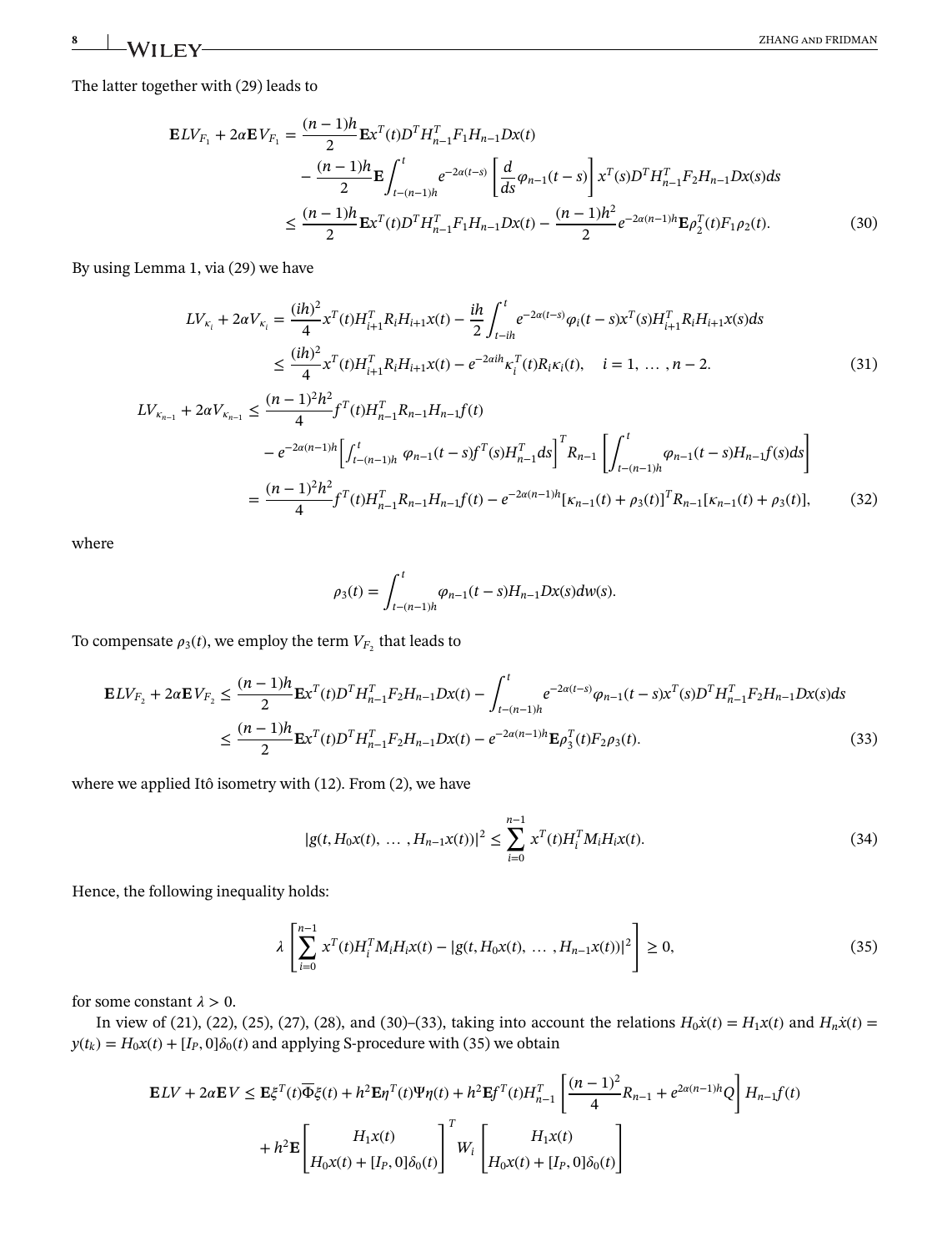The latter together with (29) leads to

$$
\begin{aligned}
\mathbf{E}LV_{F_1} + 2\alpha \mathbf{E}V_{F_1} &= \frac{(n-1)h}{2}\mathbf{E}x^T(t)D^TH_{n-1}^TF_1H_{n-1}Dx(t) \\
&\quad - \frac{(n-1)h}{2}\mathbf{E}\int_{t-(n-1)h}^{t} e^{-2\alpha(t-s)}\left[\frac{d}{ds}\varphi_{n-1}(t-s)\right]x^T(s)D^TH_{n-1}^TF_2H_{n-1}Dx(s)ds \\
&\leq \frac{(n-1)h}{2}\mathbf{E}x^T(t)D^TH_{n-1}^TF_1H_{n-1}Dx(t) - \frac{(n-1)h^2}{2}e^{-2\alpha(n-1)h}\mathbf{E}\rho_2^T(t)F_1\rho_2(t).
\end{aligned} \tag{30}
$$

By using Lemma 1, via (29) we have

$$
\begin{aligned}
LV_{\kappa_i} + 2\alpha V_{\kappa_i} &= \frac{(ih)^2}{4}x^T(t)H_{i+1}^TR_iH_{i+1}x(t) - \frac{ih}{2}\int_{t-ih}^{t} e^{-2\alpha(t-s)}\varphi_i(t-s)x^T(s)H_{i+1}^TR_iH_{i+1}x(s)ds \\
&\leq \frac{(ih)^2}{4}x^T(t)H_{i+1}^TR_iH_{i+1}x(t) - e^{-2\alpha ih}\kappa_i^T(t)R_i\kappa_i(t), \quad i = 1, \dots, n-2.
\end{aligned} \tag{31}
$$

$$
\begin{aligned}
LV_{\kappa_{n-1}} + 2\alpha V_{\kappa_{n-1}} &\leq \frac{(n-1)^2h^2}{4}f^T(t)H_{n-1}^TR_{n-1}H_{n-1}f(t) \\
&\quad - e^{-2\alpha(n-1)h}\left[\int_{t-(n-1)h}^{t}\varphi_{n-1}(t-s)f^T(s)H_{n-1}^Tds\right]^TR_{n-1}\left[\int_{t-(n-1)h}^{t}\varphi_{n-1}(t-s)H_{n-1}f(s)ds\right] \\
&= \frac{(n-1)^2h^2}{4}f^T(t)H_{n-1}^TR_{n-1}H_{n-1}f(t) - e^{-2\alpha(n-1)h}[\kappa_{n-1}(t)+\rho_3(t)]^TR_{n-1}[\kappa_{n-1}(t)+\rho_3(t)],
\end{aligned} \tag{32}
$$

where

$$
\rho_3(t) = \int_{t-(n-1)h}^{t}\varphi_{n-1}(t-s)H_{n-1}Dx(s)dw(s).
$$

To compensate $\rho_3(t)$, we employ the term $V_{F_2}$ that leads to

$$
\begin{aligned}
\mathbf{E}LV_{F_2} + 2\alpha \mathbf{E}V_{F_2} &\leq \frac{(n-1)h}{2}\mathbf{E}x^T(t)D^TH_{n-1}^TF_2H_{n-1}Dx(t) - \int_{t-(n-1)h}^{t}e^{-2\alpha(t-s)}\varphi_{n-1}(t-s)x^T(s)D^TH_{n-1}^TF_2H_{n-1}Dx(s)ds \\
&\leq \frac{(n-1)h}{2}\mathbf{E}x^T(t)D^TH_{n-1}^TF_2H_{n-1}Dx(t) - e^{-2\alpha(n-1)h}\mathbf{E}\rho_3^T(t)F_2\rho_3(t).
\end{aligned} \tag{33}
$$

where we applied Itô isometry with (12). From (2), we have

$$
|g(t, H_0x(t), \dots, H_{n-1}x(t))|^2 \leq \sum_{i=0}^{n-1} x^T(t)H_i^TM_iH_ix(t). \tag{34}
$$

Hence, the following inequality holds:

$$
\lambda\left[\sum_{i=0}^{n-1} x^T(t)H_i^TM_iH_ix(t) - |g(t, H_0x(t), \dots, H_{n-1}x(t))|^2\right] \geq 0, \tag{35}
$$

for some constant $\lambda > 0$.

In view of (21), (22), (25), (27), (28), and (30)–(33), taking into account the relations $H_0\dot{x}(t) = H_1x(t)$ and $H_n\dot{x}(t) = y(t_k) = H_0x(t) + [I_P, 0]\delta_0(t)$ and applying S-procedure with (35) we obtain

$$
\begin{aligned}
\mathbf{E}LV + 2\alpha\mathbf{E}V &\leq \mathbf{E}\xi^T(t)\overline{\Phi}\xi(t) + h^2\mathbf{E}\eta^T(t)\Psi\eta(t) + h^2\mathbf{E}f^T(t)H_{n-1}^T\left[\frac{(n-1)^2}{4}R_{n-1} + e^{2\alpha(n-1)h}Q\right]H_{n-1}f(t) \\
&\quad + h^2\mathbf{E}\begin{bmatrix} H_1x(t) \\ H_0x(t) + [I_P, 0]\delta_0(t)\end{bmatrix}^T W_i \begin{bmatrix} H_1x(t) \\ H_0x(t) + [I_P, 0]\delta_0(t)\end{bmatrix}
\end{aligned}
$$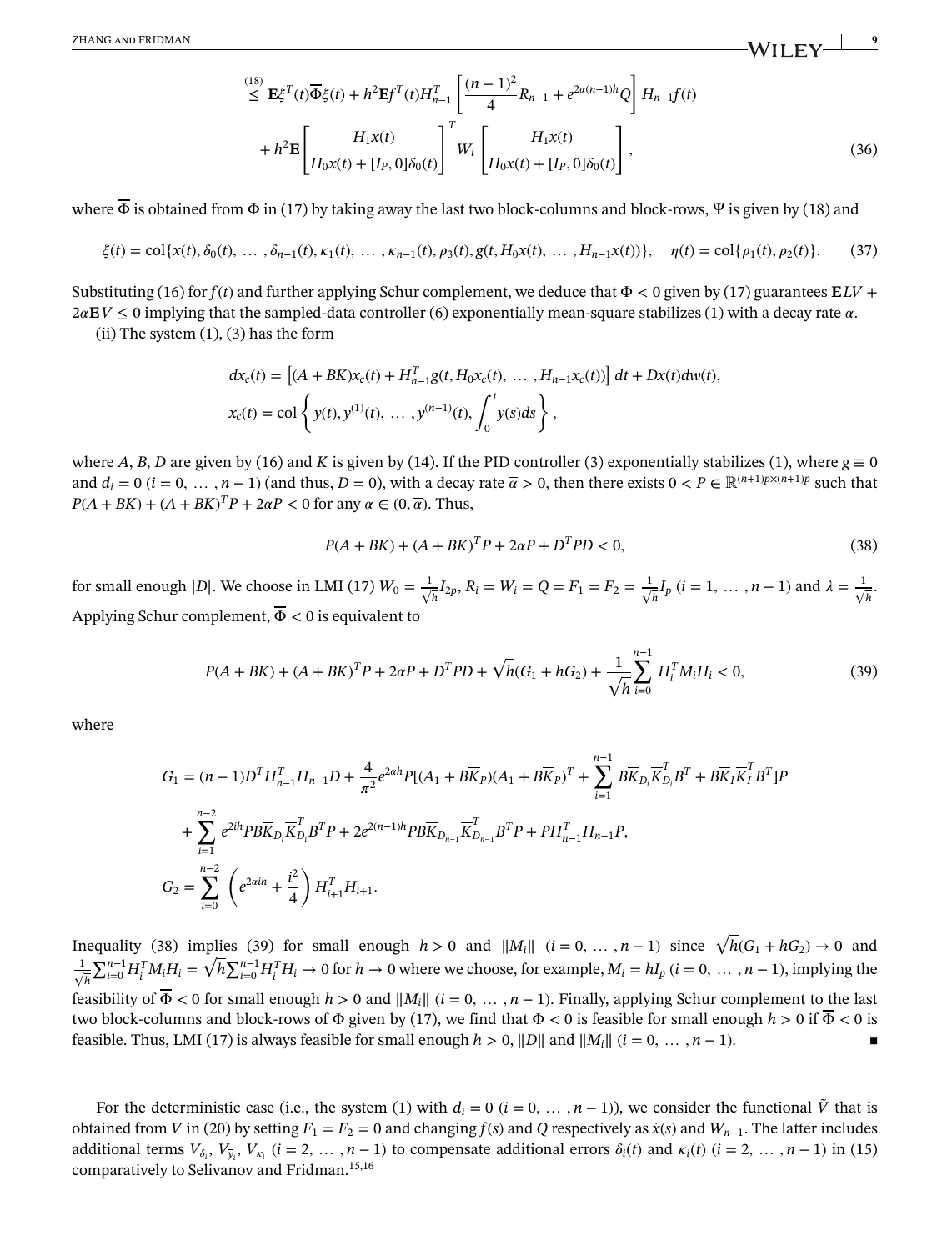$$
\overset{(18)}{\leq} \mathbf{E}\xi^T(t)\overline{\Phi}\xi(t) + h^2\mathbf{E}f^T(t)H_{n-1}^T\left[\frac{(n-1)^2}{4}R_{n-1} + e^{2\alpha(n-1)h}Q\right]H_{n-1}f(t)
$$

$$
+ h^2\mathbf{E}\begin{bmatrix} H_1x(t) \\ H_0x(t) + [I_P, 0]\delta_0(t)\end{bmatrix}^T W_i \begin{bmatrix} H_1x(t) \\ H_0x(t) + [I_P, 0]\delta_0(t)\end{bmatrix}, \tag{36}
$$

where $\overline{\Phi}$ is obtained from $\Phi$ in (17) by taking away the last two block-columns and block-rows, $\Psi$ is given by (18) and

$$
\xi(t) = \text{col}\{x(t), \delta_0(t), \ldots, \delta_{n-1}(t), \kappa_1(t), \ldots, \kappa_{n-1}(t), \rho_3(t), g(t, H_0x(t), \ldots, H_{n-1}x(t))\}, \quad \eta(t) = \text{col}\{\rho_1(t), \rho_2(t)\}. \tag{37}
$$

Substituting (16) for $f(t)$ and further applying Schur complement, we deduce that $\Phi < 0$ given by (17) guarantees $\mathbf{E}LV + 2\alpha\mathbf{E}V \leq 0$ implying that the sampled-data controller (6) exponentially mean-square stabilizes (1) with a decay rate $\alpha$.

(ii) The system (1), (3) has the form

$$
dx_c(t) = \left[(A + BK)x_c(t) + H_{n-1}^T g(t, H_0x_c(t), \ldots, H_{n-1}x_c(t))\right]dt + Dx(t)dw(t),
$$

$$
x_c(t) = \text{col}\left\{y(t), y^{(1)}(t), \ldots, y^{(n-1)}(t), \int_0^t y(s)ds\right\},
$$

where $A$, $B$, $D$ are given by (16) and $K$ is given by (14). If the PID controller (3) exponentially stabilizes (1), where $g \equiv 0$ and $d_i = 0$ $(i = 0, \ldots, n-1)$ (and thus, $D = 0$), with a decay rate $\overline{\alpha} > 0$, then there exists $0 < P \in \mathbb{R}^{(n+1)p\times(n+1)p}$ such that $P(A + BK) + (A + BK)^TP + 2\alpha P < 0$ for any $\alpha \in (0, \overline{\alpha})$. Thus,

$$
P(A + BK) + (A + BK)^TP + 2\alpha P + D^TPD < 0, \tag{38}
$$

for small enough $|D|$. We choose in LMI (17) $W_0 = \frac{1}{\sqrt{h}}I_{2p}$, $R_i = W_i = Q = F_1 = F_2 = \frac{1}{\sqrt{h}}I_p$ $(i = 1, \ldots, n-1)$ and $\lambda = \frac{1}{\sqrt{h}}$. Applying Schur complement, $\overline{\Phi} < 0$ is equivalent to

$$
P(A + BK) + (A + BK)^TP + 2\alpha P + D^TPD + \sqrt{h}(G_1 + hG_2) + \frac{1}{\sqrt{h}}\sum_{i=0}^{n-1} H_i^TM_iH_i < 0, \tag{39}
$$

where

$$
G_1 = (n-1)D^TH_{n-1}^TH_{n-1}D + \frac{4}{\pi^2}e^{2\alpha h}P[(A_1 + B\overline{K}_P)(A_1 + B\overline{K}_P)^T + \sum_{i=1}^{n-1} B\overline{K}_{D_i}\overline{K}_{D_i}^TB^T + B\overline{K}_I\overline{K}_I^TB^T]P
$$

$$
+ \sum_{i=1}^{n-2} e^{2ih}PB\overline{K}_{D_i}\overline{K}_{D_i}^TB^TP + 2e^{2(n-1)h}PB\overline{K}_{D_{n-1}}\overline{K}_{D_{n-1}}^TB^TP + PH_{n-1}^TH_{n-1}P,
$$

$$
G_2 = \sum_{i=0}^{n-2}\left(e^{2\alpha ih} + \frac{i^2}{4}\right)H_{i+1}^TH_{i+1}.
$$

Inequality (38) implies (39) for small enough $h > 0$ and $\|M_i\|$ $(i = 0, \ldots, n-1)$ since $\sqrt{h}(G_1 + hG_2) \to 0$ and $\frac{1}{\sqrt{h}}\sum_{i=0}^{n-1} H_i^TM_iH_i = \sqrt{h}\sum_{i=0}^{n-1} H_i^TH_i \to 0$ for $h \to 0$ where we choose, for example, $M_i = hI_p$ $(i = 0, \ldots, n-1)$, implying the feasibility of $\overline{\Phi} < 0$ for small enough $h > 0$ and $\|M_i\|$ $(i = 0, \ldots, n-1)$. Finally, applying Schur complement to the last two block-columns and block-rows of $\Phi$ given by (17), we find that $\Phi < 0$ is feasible for small enough $h > 0$ if $\overline{\Phi} < 0$ is feasible. Thus, LMI (17) is always feasible for small enough $h > 0$, $\|D\|$ and $\|M_i\|$ $(i = 0, \ldots, n-1)$. ■

For the deterministic case (i.e., the system (1) with $d_i = 0$ $(i = 0, \ldots, n-1)$), we consider the functional $\tilde{V}$ that is obtained from $V$ in (20) by setting $F_1 = F_2 = 0$ and changing $f(s)$ and $Q$ respectively as $\dot{x}(s)$ and $W_{n-1}$. The latter includes additional terms $V_{\delta_i}$, $V_{\overline{y}_i}$, $V_{\kappa_i}$ $(i = 2, \ldots, n-1)$ to compensate additional errors $\delta_i(t)$ and $\kappa_i(t)$ $(i = 2, \ldots, n-1)$ in (15) comparatively to Selivanov and Fridman.[15,16]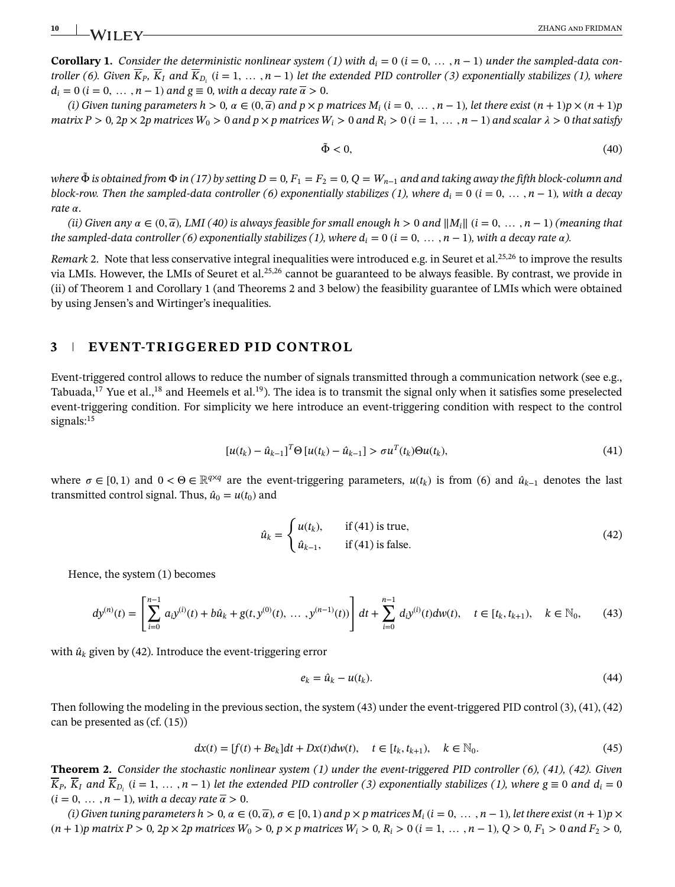**Corollary 1.** *Consider the deterministic nonlinear system (1) with $d_i = 0$ $(i = 0, \ldots, n-1)$ under the sampled-data controller (6). Given $\overline{K}_P$, $\overline{K}_I$ and $\overline{K}_{D_i}$ $(i = 1, \ldots, n-1)$ let the extended PID controller (3) exponentially stabilizes (1), where $d_i = 0$ $(i = 0, \ldots, n-1)$ and $g \equiv 0$, with a decay rate $\overline{\alpha} > 0$.*

*(i) Given tuning parameters $h > 0$, $\alpha \in (0, \overline{\alpha})$ and $p \times p$ matrices $M_i$ $(i = 0, \ldots, n-1)$, let there exist $(n+1)p \times (n+1)p$ matrix $P > 0$, $2p \times 2p$ matrices $W_0 > 0$ and $p \times p$ matrices $W_i > 0$ and $R_i > 0$ $(i = 1, \ldots, n-1)$ and scalar $\lambda > 0$ that satisfy*

$$\tilde{\Phi} < 0, \tag{40}$$

*where $\tilde{\Phi}$ is obtained from $\Phi$ in (17) by setting $D = 0$, $F_1 = F_2 = 0$, $Q = W_{n-1}$ and and taking away the fifth block-column and block-row. Then the sampled-data controller (6) exponentially stabilizes (1), where $d_i = 0$ $(i = 0, \ldots, n-1)$, with a decay rate $\alpha$.*

*(ii) Given any $\alpha \in (0, \overline{\alpha})$, LMI (40) is always feasible for small enough $h > 0$ and $\|M_i\|$ $(i = 0, \ldots, n-1)$ (meaning that the sampled-data controller (6) exponentially stabilizes (1), where $d_i = 0$ $(i = 0, \ldots, n-1)$, with a decay rate $\alpha$).*

*Remark* 2. Note that less conservative integral inequalities were introduced e.g. in Seuret et al.[25,26] to improve the results via LMIs. However, the LMIs of Seuret et al.[25,26] cannot be guaranteed to be always feasible. By contrast, we provide in (ii) of Theorem 1 and Corollary 1 (and Theorems 2 and 3 below) the feasibility guarantee of LMIs which were obtained by using Jensen's and Wirtinger's inequalities.

## 3 EVENT-TRIGGERED PID CONTROL

Event-triggered control allows to reduce the number of signals transmitted through a communication network (see e.g., Tabuada,[17] Yue et al.,[18] and Heemels et al.[19]). The idea is to transmit the signal only when it satisfies some preselected event-triggering condition. For simplicity we here introduce an event-triggering condition with respect to the control signals:[15]

$$[u(t_k) - \hat{u}_{k-1}]^T \Theta [u(t_k) - \hat{u}_{k-1}] > \sigma u^T(t_k) \Theta u(t_k), \tag{41}$$

where $\sigma \in [0, 1)$ and $0 < \Theta \in \mathbb{R}^{q \times q}$ are the event-triggering parameters, $u(t_k)$ is from (6) and $\hat{u}_{k-1}$ denotes the last transmitted control signal. Thus, $\hat{u}_0 = u(t_0)$ and

$$\hat{u}_k = \begin{cases} u(t_k), & \text{if (41) is true,} \\ \hat{u}_{k-1}, & \text{if (41) is false.} \end{cases} \tag{42}$$

Hence, the system (1) becomes

$$dy^{(n)}(t) = \left[ \sum_{i=0}^{n-1} a_i y^{(i)}(t) + b\hat{u}_k + g(t, y^{(0)}(t), \ldots, y^{(n-1)}(t)) \right] dt + \sum_{i=0}^{n-1} d_i y^{(i)}(t) dw(t), \quad t \in [t_k, t_{k+1}), \quad k \in \mathbb{N}_0, \tag{43}$$

with $\hat{u}_k$ given by (42). Introduce the event-triggering error

$$e_k = \hat{u}_k - u(t_k). \tag{44}$$

Then following the modeling in the previous section, the system (43) under the event-triggered PID control (3), (41), (42) can be presented as (cf. (15))

$$dx(t) = [f(t) + Be_k]dt + Dx(t)dw(t), \quad t \in [t_k, t_{k+1}), \quad k \in \mathbb{N}_0. \tag{45}$$

**Theorem 2.** *Consider the stochastic nonlinear system (1) under the event-triggered PID controller (6), (41), (42). Given $\overline{K}_P$, $\overline{K}_I$ and $\overline{K}_{D_i}$ $(i = 1, \ldots, n-1)$ let the extended PID controller (3) exponentially stabilizes (1), where $g \equiv 0$ and $d_i = 0$ $(i = 0, \ldots, n-1)$, with a decay rate $\overline{\alpha} > 0$.*

*(i) Given tuning parameters $h > 0$, $\alpha \in (0, \overline{\alpha})$, $\sigma \in [0, 1)$ and $p \times p$ matrices $M_i$ $(i = 0, \ldots, n-1)$, let there exist $(n+1)p \times (n+1)p$ matrix $P > 0$, $2p \times 2p$ matrices $W_0 > 0$, $p \times p$ matrices $W_i > 0$, $R_i > 0$ $(i = 1, \ldots, n-1)$, $Q > 0$, $F_1 > 0$ and $F_2 > 0$,*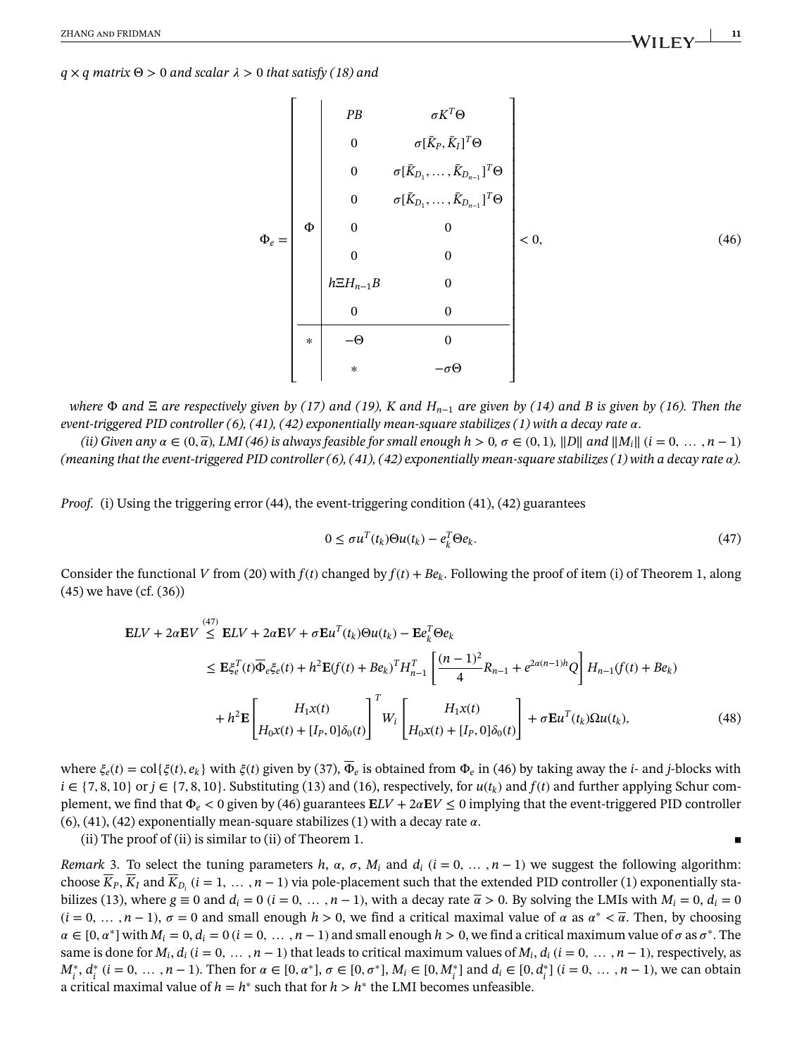$q \times q$ *matrix* $\Theta > 0$ *and scalar* $\lambda > 0$ *that satisfy (18) and*

$$
\Phi_e = \left[\begin{array}{c|cc}
 & PB & \sigma K^T\Theta \\
 & 0 & \sigma[\bar{K}_P, \bar{K}_I]^T\Theta \\
 & 0 & \sigma[\bar{K}_{D_1}, \dots, \bar{K}_{D_{n-1}}]^T\Theta \\
 & 0 & \sigma[\bar{K}_{D_1}, \dots, \bar{K}_{D_{n-1}}]^T\Theta \\
\Phi & 0 & 0 \\
 & 0 & 0 \\
 & h\Xi H_{n-1}B & 0 \\
 & 0 & 0 \\
\hline
* & -\Theta & 0 \\
 & * & -\sigma\Theta
\end{array}\right] < 0, \tag{46}
$$

*where* $\Phi$ *and* $\Xi$ *are respectively given by (17) and (19),* $K$ *and* $H_{n-1}$ *are given by (14) and* $B$ *is given by (16). Then the event-triggered PID controller (6), (41), (42) exponentially mean-square stabilizes (1) with a decay rate* $\alpha$.

*(ii) Given any* $\alpha \in (0, \overline{\alpha})$*, LMI (46) is always feasible for small enough* $h > 0$*,* $\sigma \in (0, 1)$*,* $\|D\|$ *and* $\|M_i\|$ $(i = 0, \dots, n-1)$ *(meaning that the event-triggered PID controller (6), (41), (42) exponentially mean-square stabilizes (1) with a decay rate* $\alpha$*).*

*Proof.* (i) Using the triggering error (44), the event-triggering condition (41), (42) guarantees

$$
0 \leq \sigma u^T(t_k)\Theta u(t_k) - e_k^T\Theta e_k. \tag{47}
$$

Consider the functional $V$ from (20) with $f(t)$ changed by $f(t) + Be_k$. Following the proof of item (i) of Theorem 1, along (45) we have (cf. (36))

$$
\begin{aligned}
\mathbf{E}LV + 2\alpha\mathbf{E}V &\overset{(47)}{\leq} \mathbf{E}LV + 2\alpha\mathbf{E}V + \sigma\mathbf{E}u^T(t_k)\Theta u(t_k) - \mathbf{E}e_k^T\Theta e_k \\
&\leq \mathbf{E}\xi_e^T(t)\overline{\Phi}_e\xi_e(t) + h^2\mathbf{E}(f(t) + Be_k)^T H_{n-1}^T\left[\frac{(n-1)^2}{4}R_{n-1} + e^{2\alpha(n-1)h}Q\right]H_{n-1}(f(t) + Be_k) \\
&\quad + h^2\mathbf{E}\begin{bmatrix} H_1x(t) \\ H_0x(t) + [I_P, 0]\delta_0(t) \end{bmatrix}^T W_i \begin{bmatrix} H_1x(t) \\ H_0x(t) + [I_P, 0]\delta_0(t) \end{bmatrix} + \sigma\mathbf{E}u^T(t_k)\Omega u(t_k),
\end{aligned} \tag{48}
$$

where $\xi_e(t) = \text{col}\{\xi(t), e_k\}$ with $\xi(t)$ given by (37), $\overline{\Phi}_e$ is obtained from $\Phi_e$ in (46) by taking away the $i$- and $j$-blocks with $i \in \{7, 8, 10\}$ or $j \in \{7, 8, 10\}$. Substituting (13) and (16), respectively, for $u(t_k)$ and $f(t)$ and further applying Schur complement, we find that $\Phi_e < 0$ given by (46) guarantees $\mathbf{E}LV + 2\alpha\mathbf{E}V \leq 0$ implying that the event-triggered PID controller (6), (41), (42) exponentially mean-square stabilizes (1) with a decay rate $\alpha$.

(ii) The proof of (ii) is similar to (ii) of Theorem 1. ∎

*Remark* 3. To select the tuning parameters $h$, $\alpha$, $\sigma$, $M_i$ and $d_i$ $(i = 0, \dots, n-1)$ we suggest the following algorithm: choose $\overline{K}_P$, $\overline{K}_I$ and $\overline{K}_{D_i}$ $(i = 1, \dots, n-1)$ via pole-placement such that the extended PID controller (1) exponentially stabilizes (13), where $g \equiv 0$ and $d_i = 0$ $(i = 0, \dots, n-1)$, with a decay rate $\overline{\alpha} > 0$. By solving the LMIs with $M_i = 0$, $d_i = 0$ $(i = 0, \dots, n-1)$, $\sigma = 0$ and small enough $h > 0$, we find a critical maximal value of $\alpha$ as $\alpha^* < \overline{\alpha}$. Then, by choosing $\alpha \in [0, \alpha^*]$ with $M_i = 0$, $d_i = 0$ $(i = 0, \dots, n-1)$ and small enough $h > 0$, we find a critical maximum value of $\sigma$ as $\sigma^*$. The same is done for $M_i$, $d_i$ $(i = 0, \dots, n-1)$ that leads to critical maximum values of $M_i$, $d_i$ $(i = 0, \dots, n-1)$, respectively, as $M_i^*$, $d_i^*$ $(i = 0, \dots, n-1)$. Then for $\alpha \in [0, \alpha^*]$, $\sigma \in [0, \sigma^*]$, $M_i \in [0, M_i^*]$ and $d_i \in [0, d_i^*]$ $(i = 0, \dots, n-1)$, we can obtain a critical maximal value of $h = h^*$ such that for $h > h^*$ the LMI becomes unfeasible.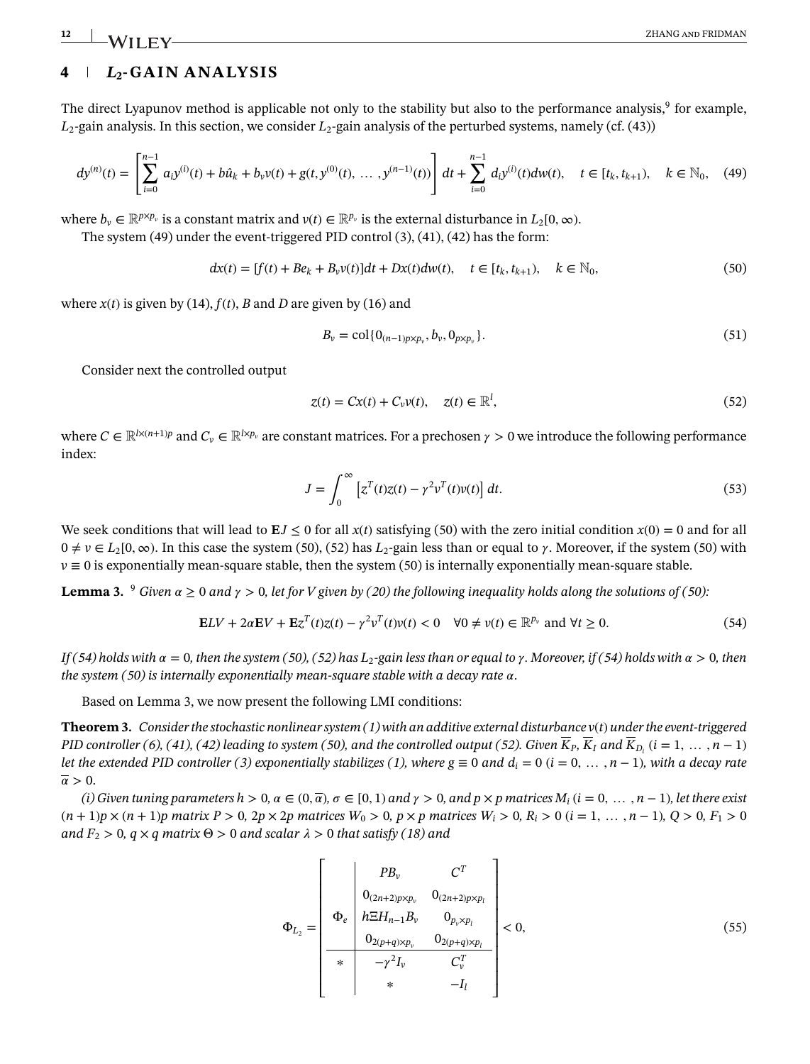## 4 | $L_2$-GAIN ANALYSIS

The direct Lyapunov method is applicable not only to the stability but also to the performance analysis,[9] for example, $L_2$-gain analysis. In this section, we consider $L_2$-gain analysis of the perturbed systems, namely (cf. (43))

$$dy^{(n)}(t) = \left[\sum_{i=0}^{n-1} a_i y^{(i)}(t) + b\hat{u}_k + b_v v(t) + g(t, y^{(0)}(t), \ldots, y^{(n-1)}(t))\right] dt + \sum_{i=0}^{n-1} d_i y^{(i)}(t) dw(t), \quad t \in [t_k, t_{k+1}), \quad k \in \mathbb{N}_0, \tag{49}$$

where $b_v \in \mathbb{R}^{p \times p_v}$ is a constant matrix and $v(t) \in \mathbb{R}^{p_v}$ is the external disturbance in $L_2[0, \infty)$.

The system (49) under the event-triggered PID control (3), (41), (42) has the form:

$$dx(t) = [f(t) + Be_k + B_v v(t)]dt + Dx(t)dw(t), \quad t \in [t_k, t_{k+1}), \quad k \in \mathbb{N}_0, \tag{50}$$

where $x(t)$ is given by (14), $f(t)$, $B$ and $D$ are given by (16) and

$$B_v = \text{col}\{0_{(n-1)p \times p_v}, b_v, 0_{p \times p_v}\}. \tag{51}$$

Consider next the controlled output

$$z(t) = Cx(t) + C_v v(t), \quad z(t) \in \mathbb{R}^l, \tag{52}$$

where $C \in \mathbb{R}^{l \times (n+1)p}$ and $C_v \in \mathbb{R}^{l \times p_v}$ are constant matrices. For a prechosen $\gamma > 0$ we introduce the following performance index:

$$J = \int_0^\infty \left[z^T(t)z(t) - \gamma^2 v^T(t)v(t)\right] dt. \tag{53}$$

We seek conditions that will lead to $\mathbf{E}J \leq 0$ for all $x(t)$ satisfying (50) with the zero initial condition $x(0) = 0$ and for all $0 \neq v \in L_2[0, \infty)$. In this case the system (50), (52) has $L_2$-gain less than or equal to $\gamma$. Moreover, if the system (50) with $v \equiv 0$ is exponentially mean-square stable, then the system (50) is internally exponentially mean-square stable.

**Lemma 3.** [9] *Given $\alpha \geq 0$ and $\gamma > 0$, let for $V$ given by (20) the following inequality holds along the solutions of (50):*

$$\mathbf{E}LV + 2\alpha\mathbf{E}V + \mathbf{E}z^T(t)z(t) - \gamma^2 v^T(t)v(t) < 0 \quad \forall 0 \neq v(t) \in \mathbb{R}^{p_v} \text{ and } \forall t \geq 0. \tag{54}$$

*If (54) holds with $\alpha = 0$, then the system (50), (52) has $L_2$-gain less than or equal to $\gamma$. Moreover, if (54) holds with $\alpha > 0$, then the system (50) is internally exponentially mean-square stable with a decay rate $\alpha$.*

Based on Lemma 3, we now present the following LMI conditions:

**Theorem 3.** *Consider the stochastic nonlinear system (1) with an additive external disturbance $v(t)$ under the event-triggered PID controller (6), (41), (42) leading to system (50), and the controlled output (52). Given $\overline{K}_P$, $\overline{K}_I$ and $\overline{K}_{D_i}$ $(i = 1, \ldots, n-1)$ let the extended PID controller (3) exponentially stabilizes (1), where $g \equiv 0$ and $d_i = 0$ $(i = 0, \ldots, n-1)$, with a decay rate $\overline{\alpha} > 0$.*

*(i) Given tuning parameters $h > 0$, $\alpha \in (0, \overline{\alpha})$, $\sigma \in [0, 1)$ and $\gamma > 0$, and $p \times p$ matrices $M_i$ $(i = 0, \ldots, n-1)$, let there exist $(n+1)p \times (n+1)p$ matrix $P > 0$, $2p \times 2p$ matrices $W_0 > 0$, $p \times p$ matrices $W_i > 0$, $R_i > 0$ $(i = 1, \ldots, n-1)$, $Q > 0$, $F_1 > 0$ and $F_2 > 0$, $q \times q$ matrix $\Theta > 0$ and scalar $\lambda > 0$ that satisfy (18) and*

$$\Phi_{L_2} = \left[\begin{array}{c|cc} \Phi_e & \begin{array}{c} PB_v \\ 0_{(2n+2)p \times p_v} \\ h\Xi H_{n-1} B_v \\ 0_{2(p+q) \times p_v} \end{array} & \begin{array}{c} C^T \\ 0_{(2n+2)p \times p_l} \\ 0_{p_v \times p_l} \\ 0_{2(p+q) \times p_l} \end{array} \\ \hline * & -\gamma^2 I_v & C_v^T \\ & * & -I_l \end{array}\right] < 0, \tag{55}$$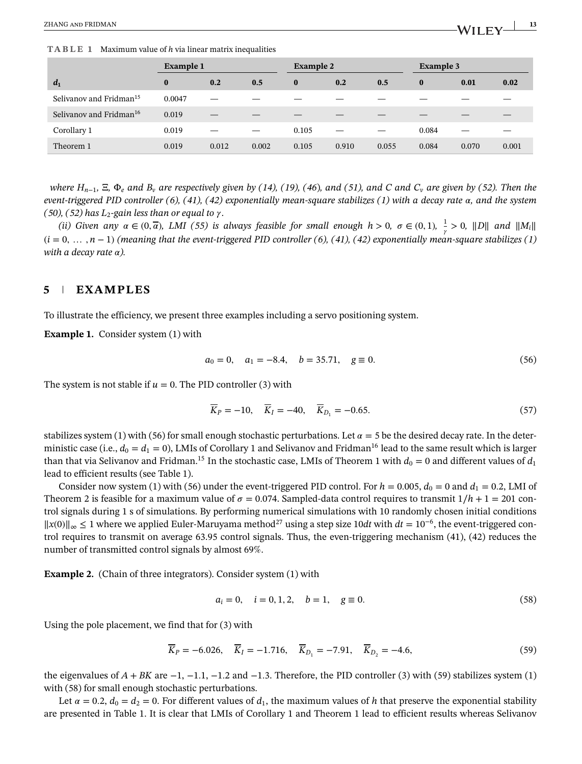**TABLE 1** Maximum value of $h$ via linear matrix inequalities

| | Example 1 | | | Example 2 | | | Example 3 | | |
|---|---|---|---|---|---|---|---|---|---|
| $d_1$ | 0 | 0.2 | 0.5 | 0 | 0.2 | 0.5 | 0 | 0.01 | 0.02 |
| Selivanov and Fridman[15] | 0.0047 | — | — | — | — | — | — | — | — |
| Selivanov and Fridman[16] | 0.019 | — | — | — | — | — | — | — | — |
| Corollary 1 | 0.019 | — | — | 0.105 | — | — | 0.084 | — | — |
| Theorem 1 | 0.019 | 0.012 | 0.002 | 0.105 | 0.910 | 0.055 | 0.084 | 0.070 | 0.001 |

*where $H_{n-1}$, $\Xi$, $\Phi_e$ and $B_v$ are respectively given by (14), (19), (46), and (51), and $C$ and $C_v$ are given by (52). Then the event-triggered PID controller (6), (41), (42) exponentially mean-square stabilizes (1) with a decay rate $\alpha$, and the system (50), (52) has $L_2$-gain less than or equal to $\gamma$.*

*(ii) Given any $\alpha \in (0, \overline{\alpha})$, LMI (55) is always feasible for small enough $h > 0$, $\sigma \in (0, 1)$, $\frac{1}{\gamma} > 0$, $\|D\|$ and $\|M_i\|$ $(i = 0, \ldots, n-1)$ (meaning that the event-triggered PID controller (6), (41), (42) exponentially mean-square stabilizes (1) with a decay rate $\alpha$).*

## 5 | EXAMPLES

To illustrate the efficiency, we present three examples including a servo positioning system.

**Example 1.** Consider system (1) with

$$a_0 = 0, \quad a_1 = -8.4, \quad b = 35.71, \quad g \equiv 0. \tag{56}$$

The system is not stable if $u = 0$. The PID controller (3) with

$$\overline{K}_P = -10, \quad \overline{K}_I = -40, \quad \overline{K}_{D_1} = -0.65. \tag{57}$$

stabilizes system (1) with (56) for small enough stochastic perturbations. Let $\alpha = 5$ be the desired decay rate. In the deterministic case (i.e., $d_0 = d_1 = 0$), LMIs of Corollary 1 and Selivanov and Fridman[16] lead to the same result which is larger than that via Selivanov and Fridman.[15] In the stochastic case, LMIs of Theorem 1 with $d_0 = 0$ and different values of $d_1$ lead to efficient results (see Table 1).

Consider now system (1) with (56) under the event-triggered PID control. For $h = 0.005$, $d_0 = 0$ and $d_1 = 0.2$, LMI of Theorem 2 is feasible for a maximum value of $\sigma = 0.074$. Sampled-data control requires to transmit $1/h + 1 = 201$ control signals during 1 s of simulations. By performing numerical simulations with 10 randomly chosen initial conditions $\|x(0)\|_\infty \leq 1$ where we applied Euler-Maruyama method[27] using a step size $10dt$ with $dt = 10^{-6}$, the event-triggered control requires to transmit on average 63.95 control signals. Thus, the even-triggering mechanism (41), (42) reduces the number of transmitted control signals by almost 69%.

**Example 2.** (Chain of three integrators). Consider system (1) with

$$a_i = 0, \quad i = 0, 1, 2, \quad b = 1, \quad g \equiv 0. \tag{58}$$

Using the pole placement, we find that for (3) with

$$\overline{K}_P = -6.026, \quad \overline{K}_I = -1.716, \quad \overline{K}_{D_1} = -7.91, \quad \overline{K}_{D_2} = -4.6, \tag{59}$$

the eigenvalues of $A + BK$ are $-1$, $-1.1$, $-1.2$ and $-1.3$. Therefore, the PID controller (3) with (59) stabilizes system (1) with (58) for small enough stochastic perturbations.

Let $\alpha = 0.2$, $d_0 = d_2 = 0$. For different values of $d_1$, the maximum values of $h$ that preserve the exponential stability are presented in Table 1. It is clear that LMIs of Corollary 1 and Theorem 1 lead to efficient results whereas Selivanov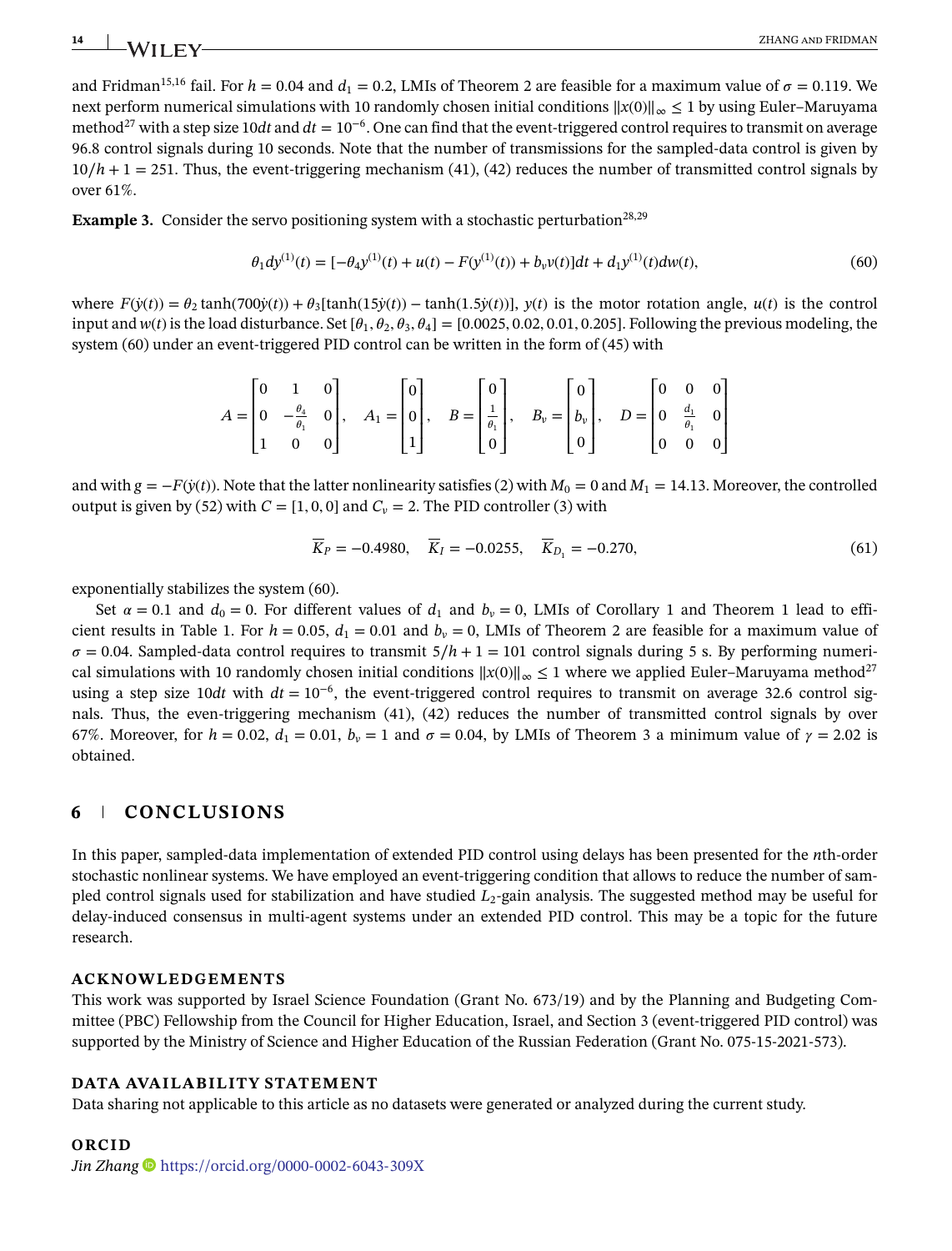and Fridman[15,16] fail. For $h = 0.04$ and $d_1 = 0.2$, LMIs of Theorem 2 are feasible for a maximum value of $\sigma = 0.119$. We next perform numerical simulations with 10 randomly chosen initial conditions $\|x(0)\|_\infty \leq 1$ by using Euler–Maruyama method[27] with a step size $10dt$ and $dt = 10^{-6}$. One can find that the event-triggered control requires to transmit on average 96.8 control signals during 10 seconds. Note that the number of transmissions for the sampled-data control is given by $10/h + 1 = 251$. Thus, the event-triggering mechanism (41), (42) reduces the number of transmitted control signals by over 61%.

**Example 3.** Consider the servo positioning system with a stochastic perturbation[28,29]

$$\theta_1 dy^{(1)}(t) = [-\theta_4 y^{(1)}(t) + u(t) - F(y^{(1)}(t)) + b_v v(t)]dt + d_1 y^{(1)}(t)dw(t), \tag{60}$$

where $F(\dot{y}(t)) = \theta_2 \tanh(700\dot{y}(t)) + \theta_3[\tanh(15\dot{y}(t)) - \tanh(1.5\dot{y}(t))]$, $y(t)$ is the motor rotation angle, $u(t)$ is the control input and $w(t)$ is the load disturbance. Set $[\theta_1, \theta_2, \theta_3, \theta_4] = [0.0025, 0.02, 0.01, 0.205]$. Following the previous modeling, the system (60) under an event-triggered PID control can be written in the form of (45) with

$$A = \begin{bmatrix} 0 & 1 & 0 \\ 0 & -\frac{\theta_4}{\theta_1} & 0 \\ 1 & 0 & 0 \end{bmatrix}, \quad A_1 = \begin{bmatrix} 0 \\ 0 \\ 1 \end{bmatrix}, \quad B = \begin{bmatrix} 0 \\ \frac{1}{\theta_1} \\ 0 \end{bmatrix}, \quad B_v = \begin{bmatrix} 0 \\ b_v \\ 0 \end{bmatrix}, \quad D = \begin{bmatrix} 0 & 0 & 0 \\ 0 & \frac{d_1}{\theta_1} & 0 \\ 0 & 0 & 0 \end{bmatrix}$$

and with $g = -F(\dot{y}(t))$. Note that the latter nonlinearity satisfies (2) with $M_0 = 0$ and $M_1 = 14.13$. Moreover, the controlled output is given by (52) with $C = [1, 0, 0]$ and $C_v = 2$. The PID controller (3) with

$$\overline{K}_P = -0.4980, \quad \overline{K}_I = -0.0255, \quad \overline{K}_{D_1} = -0.270, \tag{61}$$

exponentially stabilizes the system (60).

Set $\alpha = 0.1$ and $d_0 = 0$. For different values of $d_1$ and $b_v = 0$, LMIs of Corollary 1 and Theorem 1 lead to efficient results in Table 1. For $h = 0.05$, $d_1 = 0.01$ and $b_v = 0$, LMIs of Theorem 2 are feasible for a maximum value of $\sigma = 0.04$. Sampled-data control requires to transmit $5/h + 1 = 101$ control signals during 5 s. By performing numerical simulations with 10 randomly chosen initial conditions $\|x(0)\|_\infty \leq 1$ where we applied Euler–Maruyama method[27] using a step size $10dt$ with $dt = 10^{-6}$, the event-triggered control requires to transmit on average 32.6 control signals. Thus, the even-triggering mechanism (41), (42) reduces the number of transmitted control signals by over 67%. Moreover, for $h = 0.02$, $d_1 = 0.01$, $b_v = 1$ and $\sigma = 0.04$, by LMIs of Theorem 3 a minimum value of $\gamma = 2.02$ is obtained.

## 6 CONCLUSIONS

In this paper, sampled-data implementation of extended PID control using delays has been presented for the $n$th-order stochastic nonlinear systems. We have employed an event-triggering condition that allows to reduce the number of sampled control signals used for stabilization and have studied $L_2$-gain analysis. The suggested method may be useful for delay-induced consensus in multi-agent systems under an extended PID control. This may be a topic for the future research.

### ACKNOWLEDGEMENTS

This work was supported by Israel Science Foundation (Grant No. 673/19) and by the Planning and Budgeting Committee (PBC) Fellowship from the Council for Higher Education, Israel, and Section 3 (event-triggered PID control) was supported by the Ministry of Science and Higher Education of the Russian Federation (Grant No. 075-15-2021-573).

### DATA AVAILABILITY STATEMENT

Data sharing not applicable to this article as no datasets were generated or analyzed during the current study.

### ORCID

*Jin Zhang* https://orcid.org/0000-0002-6043-309X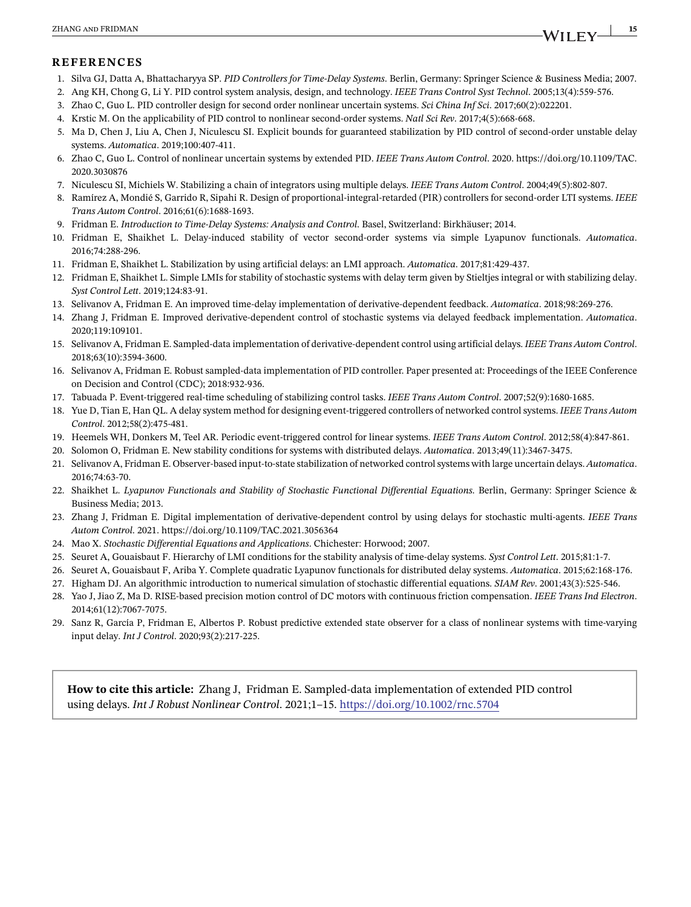## REFERENCES

1. Silva GJ, Datta A, Bhattacharyya SP. *PID Controllers for Time-Delay Systems*. Berlin, Germany: Springer Science & Business Media; 2007.
2. Ang KH, Chong G, Li Y. PID control system analysis, design, and technology. *IEEE Trans Control Syst Technol*. 2005;13(4):559-576.
3. Zhao C, Guo L. PID controller design for second order nonlinear uncertain systems. *Sci China Inf Sci*. 2017;60(2):022201.
4. Krstic M. On the applicability of PID control to nonlinear second-order systems. *Natl Sci Rev*. 2017;4(5):668-668.
5. Ma D, Chen J, Liu A, Chen J, Niculescu SI. Explicit bounds for guaranteed stabilization by PID control of second-order unstable delay systems. *Automatica*. 2019;100:407-411.
6. Zhao C, Guo L. Control of nonlinear uncertain systems by extended PID. *IEEE Trans Autom Control*. 2020. https://doi.org/10.1109/TAC.2020.3030876
7. Niculescu SI, Michiels W. Stabilizing a chain of integrators using multiple delays. *IEEE Trans Autom Control*. 2004;49(5):802-807.
8. Ramírez A, Mondié S, Garrido R, Sipahi R. Design of proportional-integral-retarded (PIR) controllers for second-order LTI systems. *IEEE Trans Autom Control*. 2016;61(6):1688-1693.
9. Fridman E. *Introduction to Time-Delay Systems: Analysis and Control*. Basel, Switzerland: Birkhäuser; 2014.
10. Fridman E, Shaikhet L. Delay-induced stability of vector second-order systems via simple Lyapunov functionals. *Automatica*. 2016;74:288-296.
11. Fridman E, Shaikhet L. Stabilization by using artificial delays: an LMI approach. *Automatica*. 2017;81:429-437.
12. Fridman E, Shaikhet L. Simple LMIs for stability of stochastic systems with delay term given by Stieltjes integral or with stabilizing delay. *Syst Control Lett*. 2019;124:83-91.
13. Selivanov A, Fridman E. An improved time-delay implementation of derivative-dependent feedback. *Automatica*. 2018;98:269-276.
14. Zhang J, Fridman E. Improved derivative-dependent control of stochastic systems via delayed feedback implementation. *Automatica*. 2020;119:109101.
15. Selivanov A, Fridman E. Sampled-data implementation of derivative-dependent control using artificial delays. *IEEE Trans Autom Control*. 2018;63(10):3594-3600.
16. Selivanov A, Fridman E. Robust sampled-data implementation of PID controller. Paper presented at: Proceedings of the IEEE Conference on Decision and Control (CDC); 2018:932-936.
17. Tabuada P. Event-triggered real-time scheduling of stabilizing control tasks. *IEEE Trans Autom Control*. 2007;52(9):1680-1685.
18. Yue D, Tian E, Han QL. A delay system method for designing event-triggered controllers of networked control systems. *IEEE Trans Autom Control*. 2012;58(2):475-481.
19. Heemels WH, Donkers M, Teel AR. Periodic event-triggered control for linear systems. *IEEE Trans Autom Control*. 2012;58(4):847-861.
20. Solomon O, Fridman E. New stability conditions for systems with distributed delays. *Automatica*. 2013;49(11):3467-3475.
21. Selivanov A, Fridman E. Observer-based input-to-state stabilization of networked control systems with large uncertain delays. *Automatica*. 2016;74:63-70.
22. Shaikhet L. *Lyapunov Functionals and Stability of Stochastic Functional Differential Equations*. Berlin, Germany: Springer Science & Business Media; 2013.
23. Zhang J, Fridman E. Digital implementation of derivative-dependent control by using delays for stochastic multi-agents. *IEEE Trans Autom Control*. 2021. https://doi.org/10.1109/TAC.2021.3056364
24. Mao X. *Stochastic Differential Equations and Applications*. Chichester: Horwood; 2007.
25. Seuret A, Gouaisbaut F. Hierarchy of LMI conditions for the stability analysis of time-delay systems. *Syst Control Lett*. 2015;81:1-7.
26. Seuret A, Gouaisbaut F, Ariba Y. Complete quadratic Lyapunov functionals for distributed delay systems. *Automatica*. 2015;62:168-176.
27. Higham DJ. An algorithmic introduction to numerical simulation of stochastic differential equations. *SIAM Rev*. 2001;43(3):525-546.
28. Yao J, Jiao Z, Ma D. RISE-based precision motion control of DC motors with continuous friction compensation. *IEEE Trans Ind Electron*. 2014;61(12):7067-7075.
29. Sanz R, García P, Fridman E, Albertos P. Robust predictive extended state observer for a class of nonlinear systems with time-varying input delay. *Int J Control*. 2020;93(2):217-225.

**How to cite this article:** Zhang J, Fridman E. Sampled-data implementation of extended PID control using delays. *Int J Robust Nonlinear Control*. 2021;1–15. https://doi.org/10.1002/rnc.5704